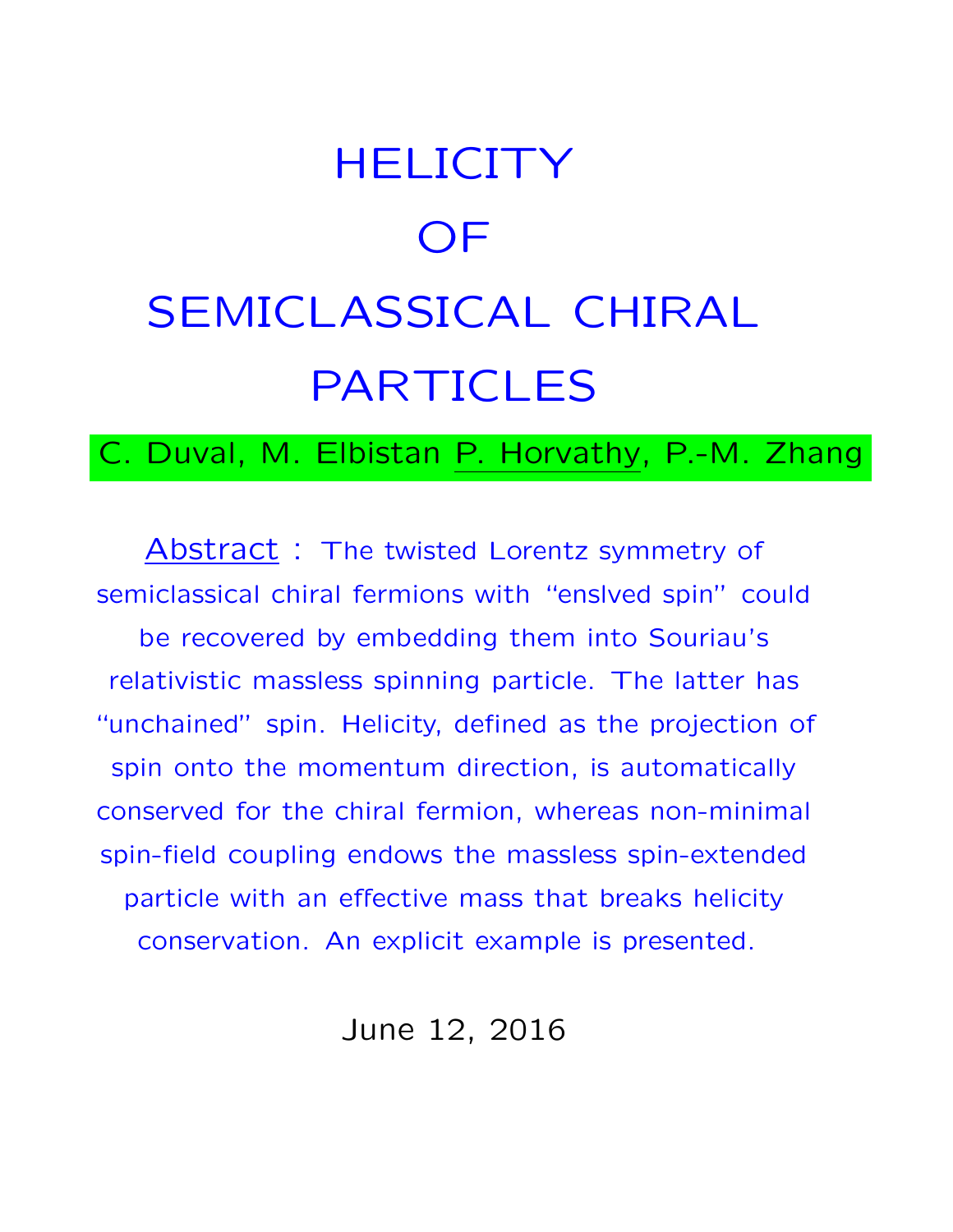# HELICITY OF SEMICLASSICAL CHIRAL PARTICLES

C. Duval, M. Elbistan P. Horvathy, P.-M. Zhang

Abstract : The twisted Lorentz symmetry of semiclassical chiral fermions with "enslved spin" could be recovered by embedding them into Souriau's relativistic massless spinning particle. The latter has "unchained" spin. Helicity, defined as the projection of spin onto the momentum direction, is automatically conserved for the chiral fermion, whereas non-minimal spin-field coupling endows the massless spin-extended particle with an effective mass that breaks helicity conservation. An explicit example is presented.

June 12, 2016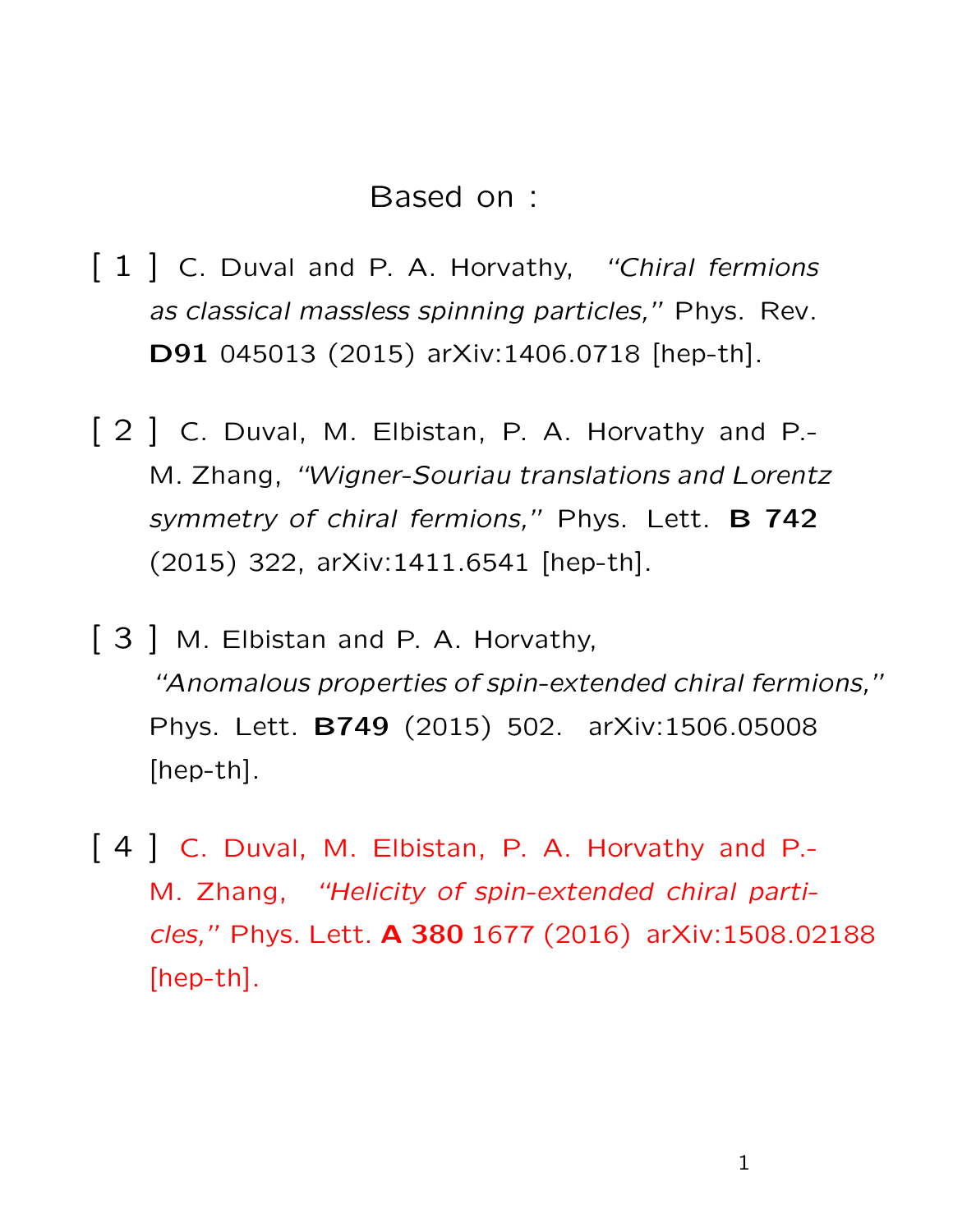## Based on :

[ 1 ] C. Duval and P. A. Horvathy, *"Chiral fermions as classical massless spinning particles,"* Phys. Rev. **D91** 045013 (2015) arXiv:1406.0718 [hep-th].

[ 2 ] C. Duval, M. Elbistan, P. A. Horvathy and P.-M. Zhang, *"Wigner-Souriau translations and Lorentz symmetry of chiral fermions,"* Phys. Lett. **B 742** (2015) 322, arXiv:1411.6541 [hep-th].

[ 3 ] M. Elbistan and P. A. Horvathy, *"Anomalous properties of spin-extended chiral fermions,"* Phys. Lett. **B749** (2015) 502. arXiv:1506.05008 [hep-th].

[ 4 ] C. Duval, M. Elbistan, P. A. Horvathy and P.-M. Zhang, *"Helicity of spin-extended chiral particles,"* Phys. Lett. **A 380** 1677 (2016) arXiv:1508.02188 [hep-th].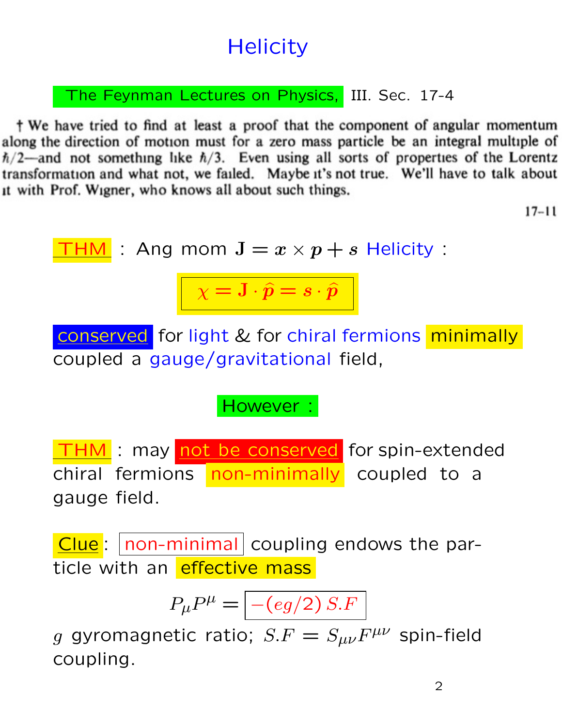# Helicity

**The Feynman Lectures on Physics,** III. Sec. 17-4

† We have tried to find at least a proof that the component of angular momentum along the direction of motion must for a zero mass particle be an integral multiple of $\hbar/2$—and not something like $\hbar/3$. Even using all sorts of properties of the Lorentz transformation and what not, we failed. Maybe it's not true. We'll have to talk about it with Prof. Wigner, who knows all about such things.

17-11

**THM** : Ang mom $\mathbf{J} = \boldsymbol{x} \times \boldsymbol{p} + \boldsymbol{s}$ Helicity :

$$\chi = \mathbf{J} \cdot \widehat{\boldsymbol{p}} = \boldsymbol{s} \cdot \widehat{\boldsymbol{p}}$$

conserved for light & for chiral fermions minimally coupled a gauge/gravitational field,

**However :**

**THM** : may not be conserved for spin-extended chiral fermions non-minimally coupled to a gauge field.

**Clue**: non-minimal coupling endows the particle with an effective mass

$$P_\mu P^\mu = -(eg/2)\, S.F$$

$g$ gyromagnetic ratio; $S.F = S_{\mu\nu}F^{\mu\nu}$ spin-field coupling.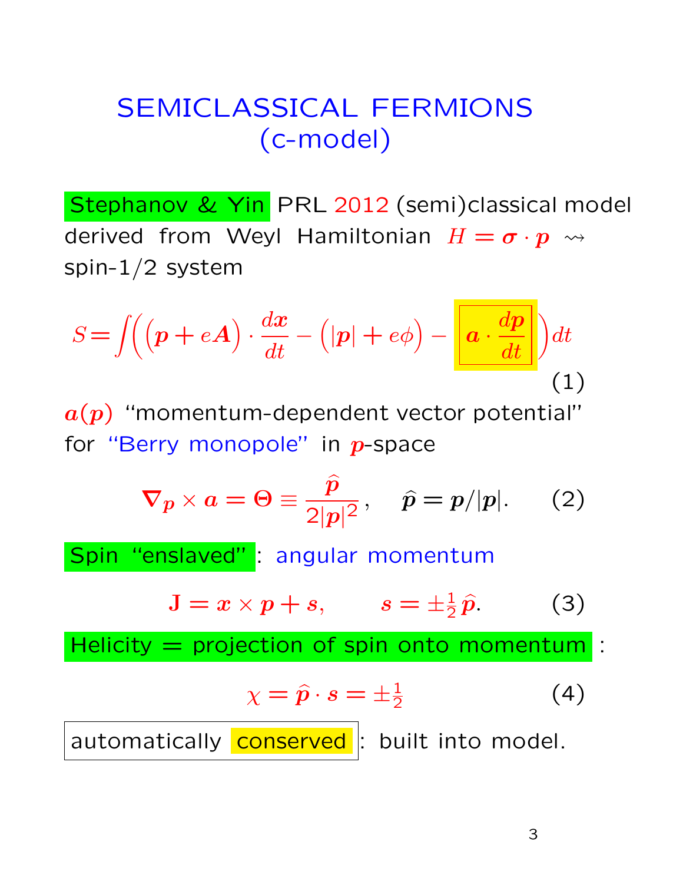# SEMICLASSICAL FERMIONS (c-model)

**Stephanov & Yin** PRL 2012 (semi)classical model derived from Weyl Hamiltonian $H = \boldsymbol{\sigma} \cdot \boldsymbol{p} \rightsquigarrow$ spin-1/2 system

$$S = \int \Big( \big(\boldsymbol{p} + e\boldsymbol{A}\big) \cdot \frac{d\boldsymbol{x}}{dt} - \big(|\boldsymbol{p}| + e\phi\big) - \boxed{\boldsymbol{a} \cdot \frac{d\boldsymbol{p}}{dt}} \Big) dt \qquad (1)$$

$\boldsymbol{a}(\boldsymbol{p})$ "momentum-dependent vector potential" for "Berry monopole" in $\boldsymbol{p}$-space

$$\boldsymbol{\nabla}_{\boldsymbol{p}} \times \boldsymbol{a} = \boldsymbol{\Theta} \equiv \frac{\widehat{\boldsymbol{p}}}{2|\boldsymbol{p}|^2}\,, \quad \widehat{\boldsymbol{p}} = \boldsymbol{p}/|\boldsymbol{p}|. \qquad (2)$$

**Spin "enslaved"**: angular momentum

$$\mathbf{J} = \boldsymbol{x} \times \boldsymbol{p} + \boldsymbol{s}, \qquad \boldsymbol{s} = \pm\tfrac{1}{2}\,\widehat{\boldsymbol{p}}. \qquad (3)$$

**Helicity = projection of spin onto momentum**:

$$\chi = \widehat{\boldsymbol{p}} \cdot \boldsymbol{s} = \pm\tfrac{1}{2} \qquad (4)$$

automatically **conserved**: built into model.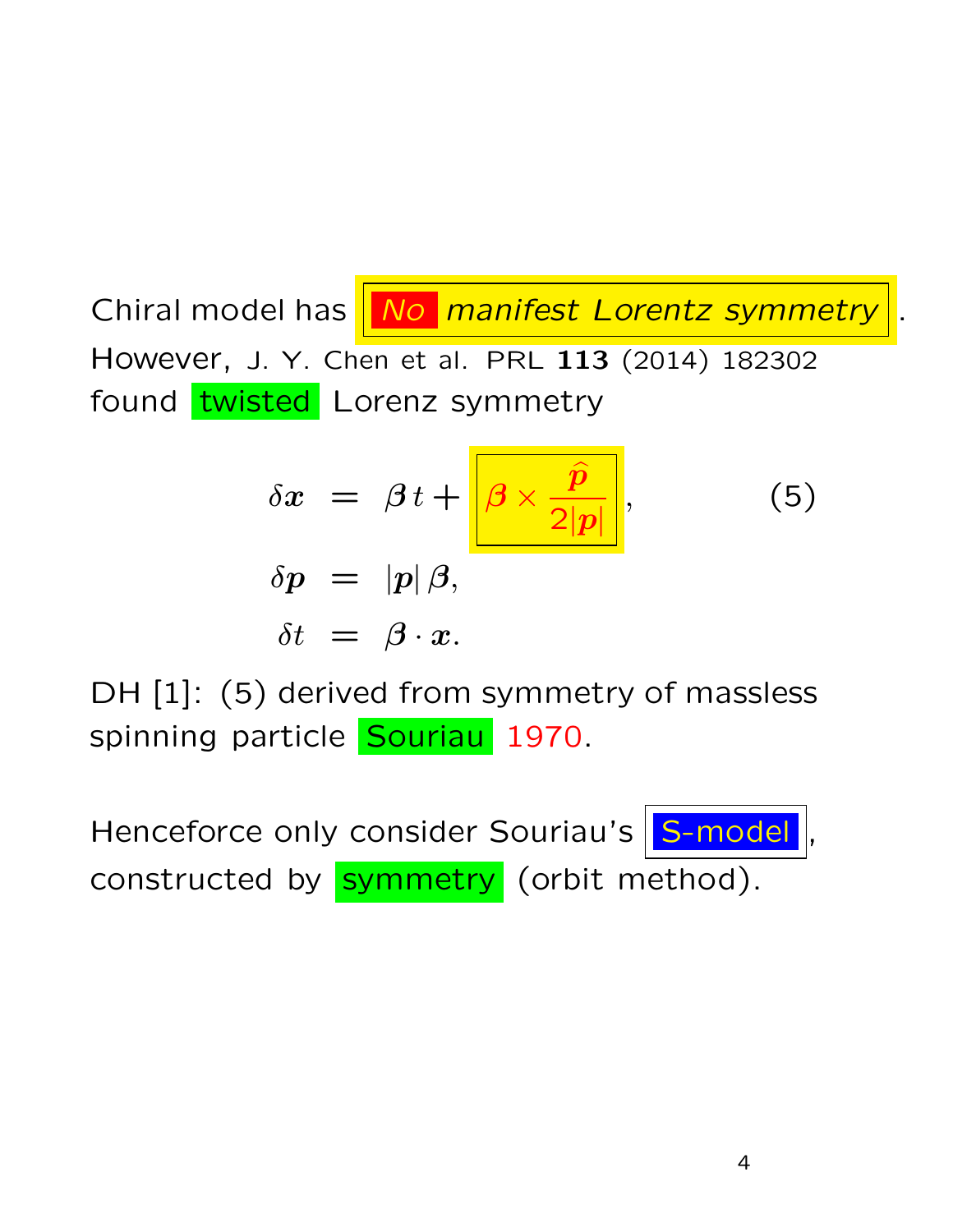Chiral model has ***No manifest Lorentz symmetry***.
However, J. Y. Chen et al. PRL **113** (2014) 182302 found twisted Lorenz symmetry

$$
\begin{aligned}
\delta \boldsymbol{x} &= \boldsymbol{\beta}\, t + \boxed{\boldsymbol{\beta} \times \frac{\widehat{\boldsymbol{p}}}{2|\boldsymbol{p}|}}, \qquad (5) \\
\delta \boldsymbol{p} &= |\boldsymbol{p}|\, \boldsymbol{\beta}, \\
\delta t &= \boldsymbol{\beta} \cdot \boldsymbol{x}.
\end{aligned}
$$

DH [1]: (5) derived from symmetry of massless spinning particle Souriau 1970.

Henceforce only consider Souriau's S-model, constructed by symmetry (orbit method).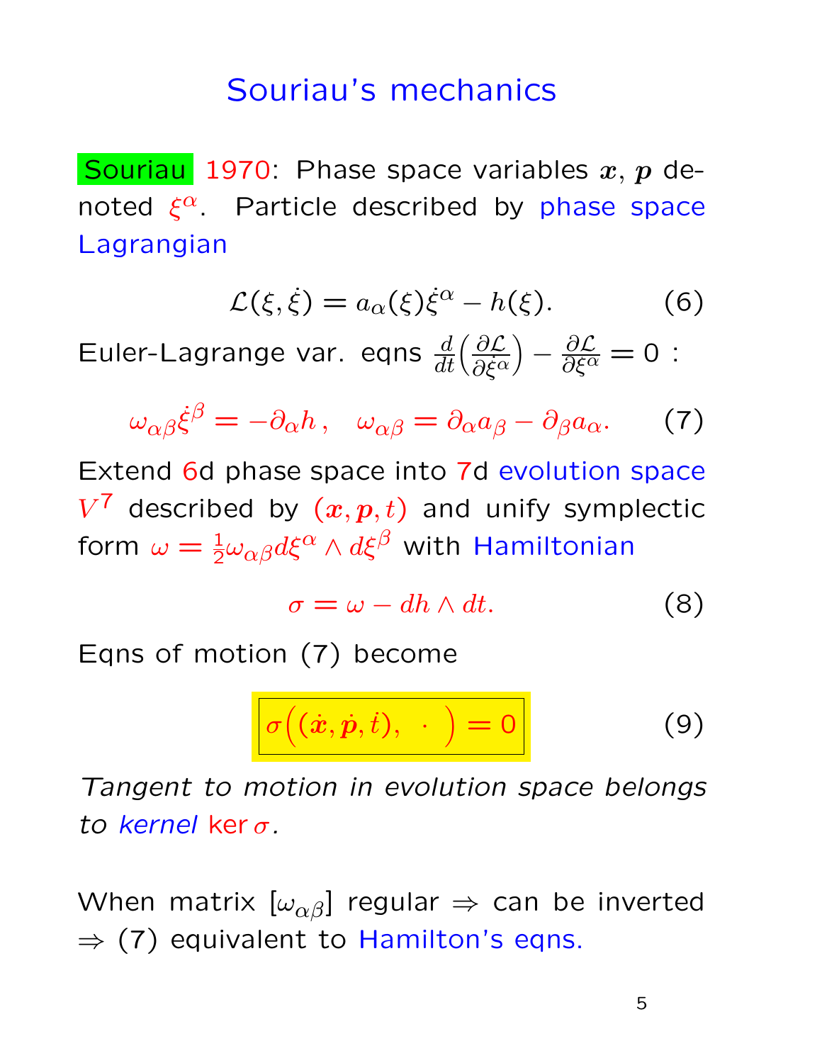# Souriau's mechanics

Souriau 1970: Phase space variables $\boldsymbol{x}$, $\boldsymbol{p}$ denoted $\xi^\alpha$. Particle described by phase space Lagrangian

$$\mathcal{L}(\xi, \dot{\xi}) = a_\alpha(\xi)\dot{\xi}^\alpha - h(\xi). \qquad (6)$$

Euler-Lagrange var. eqns $\frac{d}{dt}\Big(\frac{\partial \mathcal{L}}{\partial \dot{\xi}^\alpha}\Big) - \frac{\partial \mathcal{L}}{\partial \xi^\alpha} = 0$ :

$$\omega_{\alpha\beta}\dot{\xi}^\beta = -\partial_\alpha h\,, \quad \omega_{\alpha\beta} = \partial_\alpha a_\beta - \partial_\beta a_\alpha. \qquad (7)$$

Extend 6d phase space into 7d evolution space $V^7$ described by $(\boldsymbol{x}, \boldsymbol{p}, t)$ and unify symplectic form $\omega = \frac{1}{2}\omega_{\alpha\beta}d\xi^\alpha \wedge d\xi^\beta$ with Hamiltonian

$$\sigma = \omega - dh \wedge dt. \qquad (8)$$

Eqns of motion (7) become

$$\boxed{\sigma\Big((\dot{\boldsymbol{x}}, \dot{\boldsymbol{p}}, \dot{t}),\ \cdot\ \Big) = 0} \qquad (9)$$

*Tangent to motion in evolution space belongs to kernel* $\ker \sigma$.

When matrix $[\omega_{\alpha\beta}]$ regular $\Rightarrow$ can be inverted $\Rightarrow$ (7) equivalent to Hamilton's eqns.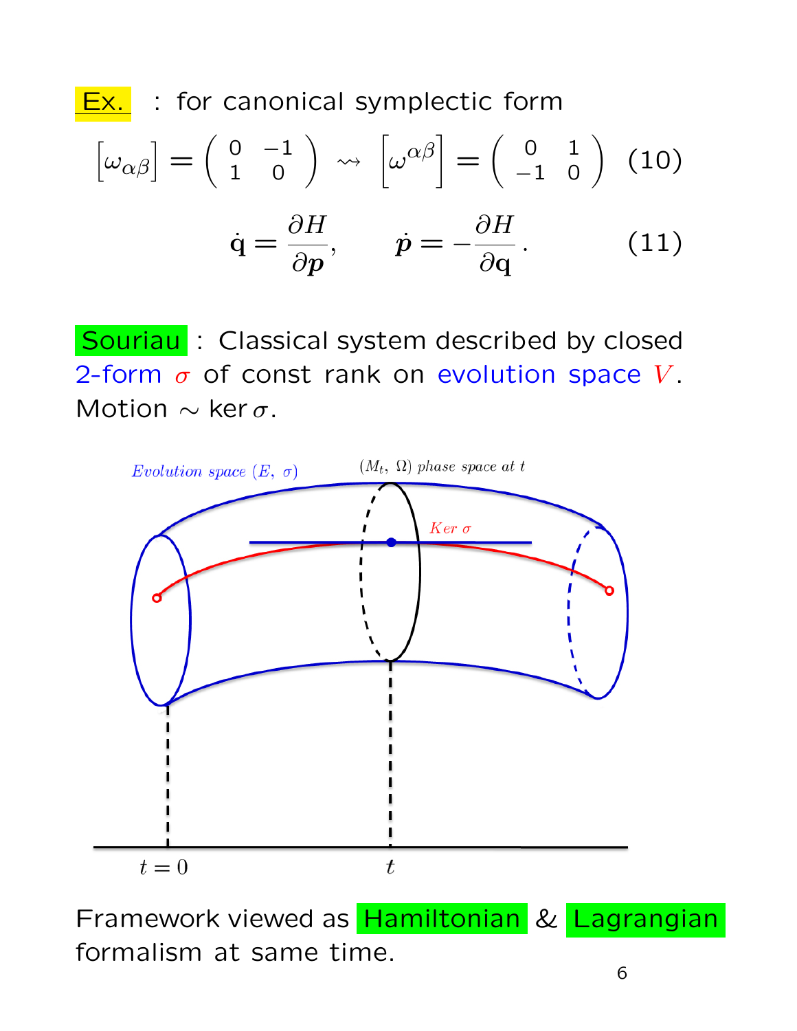Ex. : for canonical symplectic form

$$\left[\omega_{\alpha\beta}\right] = \begin{pmatrix} 0 & -1 \\ 1 & 0 \end{pmatrix} \rightsquigarrow \left[\omega^{\alpha\beta}\right] = \begin{pmatrix} 0 & 1 \\ -1 & 0 \end{pmatrix} \quad (10)$$

$$\dot{\mathbf{q}} = \frac{\partial H}{\partial \boldsymbol{p}}, \qquad \dot{\boldsymbol{p}} = -\frac{\partial H}{\partial \mathbf{q}}. \quad (11)$$

Souriau : Classical system described by closed 2-form $\sigma$ of const rank on evolution space $V$. Motion $\sim \ker \sigma$.

Framework viewed as Hamiltonian & Lagrangian formalism at same time.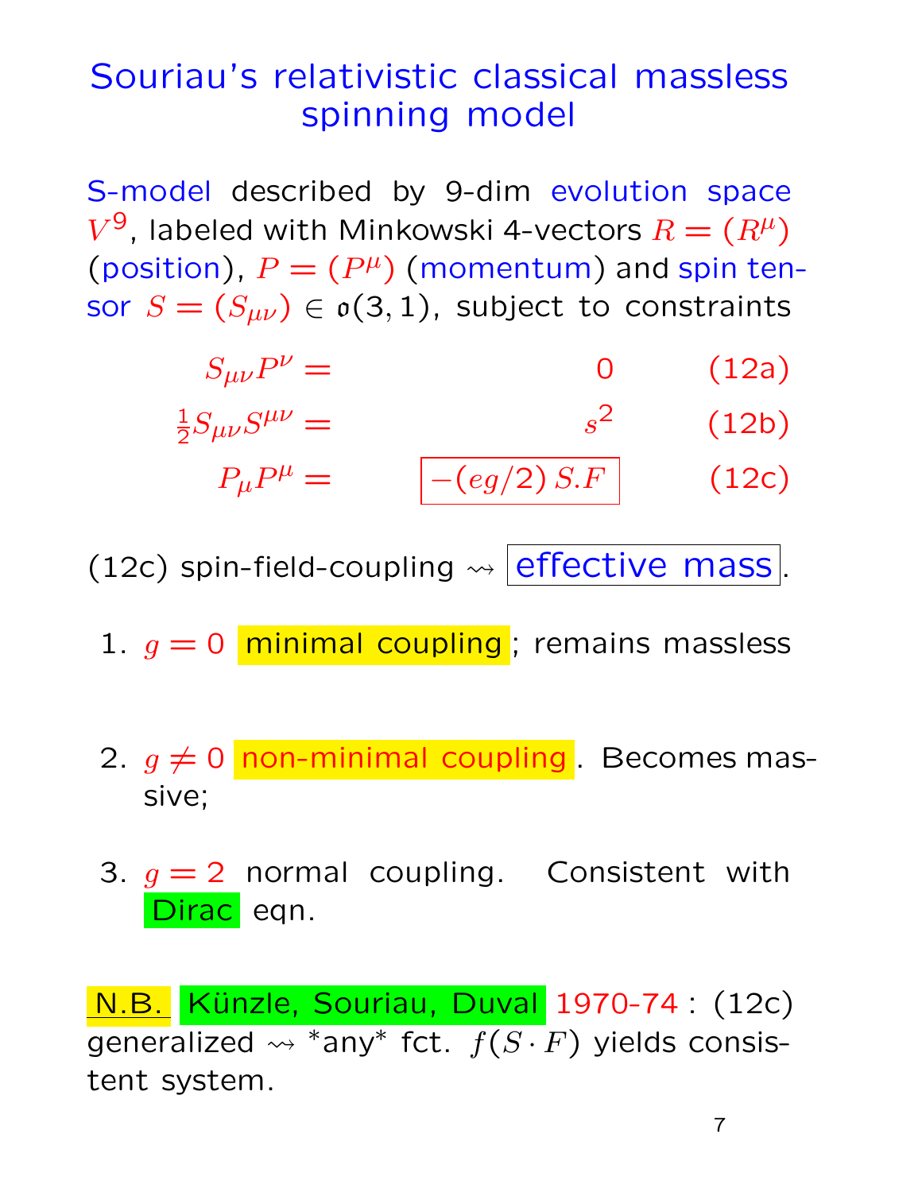# Souriau's relativistic classical massless spinning model

S-model described by 9-dim evolution space $V^9$, labeled with Minkowski 4-vectors $R = (R^\mu)$ (position), $P = (P^\mu)$ (momentum) and spin tensor $S = (S_{\mu\nu}) \in \mathfrak{o}(3,1)$, subject to constraints

$$S_{\mu\nu}P^\nu = 0 \qquad \text{(12a)}$$

$$\tfrac{1}{2}S_{\mu\nu}S^{\mu\nu} = s^2 \qquad \text{(12b)}$$

$$P_\mu P^\mu = \boxed{-(eg/2)\, S.F} \qquad \text{(12c)}$$

(12c) spin-field-coupling $\rightsquigarrow$ effective mass.

1. $g = 0$ minimal coupling; remains massless
2. $g \neq 0$ non-minimal coupling. Becomes massive;
3. $g = 2$ normal coupling. Consistent with Dirac eqn.

N.B. Künzle, Souriau, Duval 1970-74 : (12c) generalized $\rightsquigarrow$ *any* fct. $f(S \cdot F)$ yields consistent system.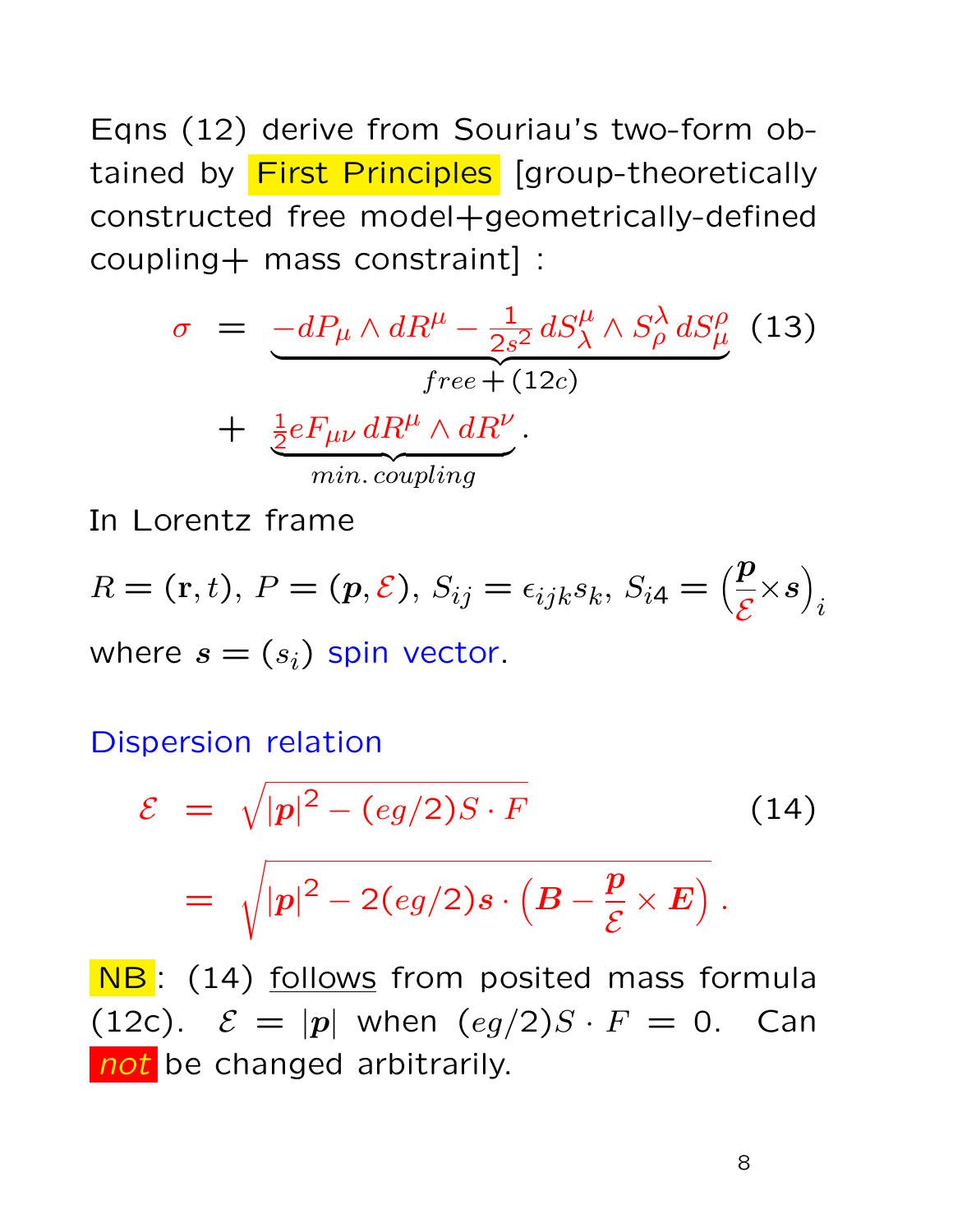Eqns (12) derive from Souriau's two-form obtained by First Principles [group-theoretically constructed free model+geometrically-defined coupling+ mass constraint] :

$$\sigma = \underbrace{-dP_\mu \wedge dR^\mu - \frac{1}{2s^2}\, dS^\mu_\lambda \wedge S^\lambda_\rho\, dS^\rho_\mu}_{free\,+\,(12c)} \qquad (13)$$

$$+ \underbrace{\tfrac{1}{2} e F_{\mu\nu}\, dR^\mu \wedge dR^\nu}_{min.\, coupling}.$$

In Lorentz frame

$R = (\mathbf{r}, t)$, $P = (\boldsymbol{p}, \mathcal{E})$, $S_{ij} = \epsilon_{ijk} s_k$, $S_{i4} = \left(\dfrac{\boldsymbol{p}}{\mathcal{E}} \times \boldsymbol{s}\right)_i$

where $\boldsymbol{s} = (s_i)$ spin vector.

Dispersion relation

$$\mathcal{E} = \sqrt{|\boldsymbol{p}|^2 - (eg/2) S \cdot F} \qquad (14)$$

$$= \sqrt{|\boldsymbol{p}|^2 - 2(eg/2)\boldsymbol{s} \cdot \left(\boldsymbol{B} - \frac{\boldsymbol{p}}{\mathcal{E}} \times \boldsymbol{E}\right)}\,.$$

NB: (14) follows from posited mass formula (12c). $\mathcal{E} = |\boldsymbol{p}|$ when $(eg/2) S \cdot F = 0$. Can *not* be changed arbitrarily.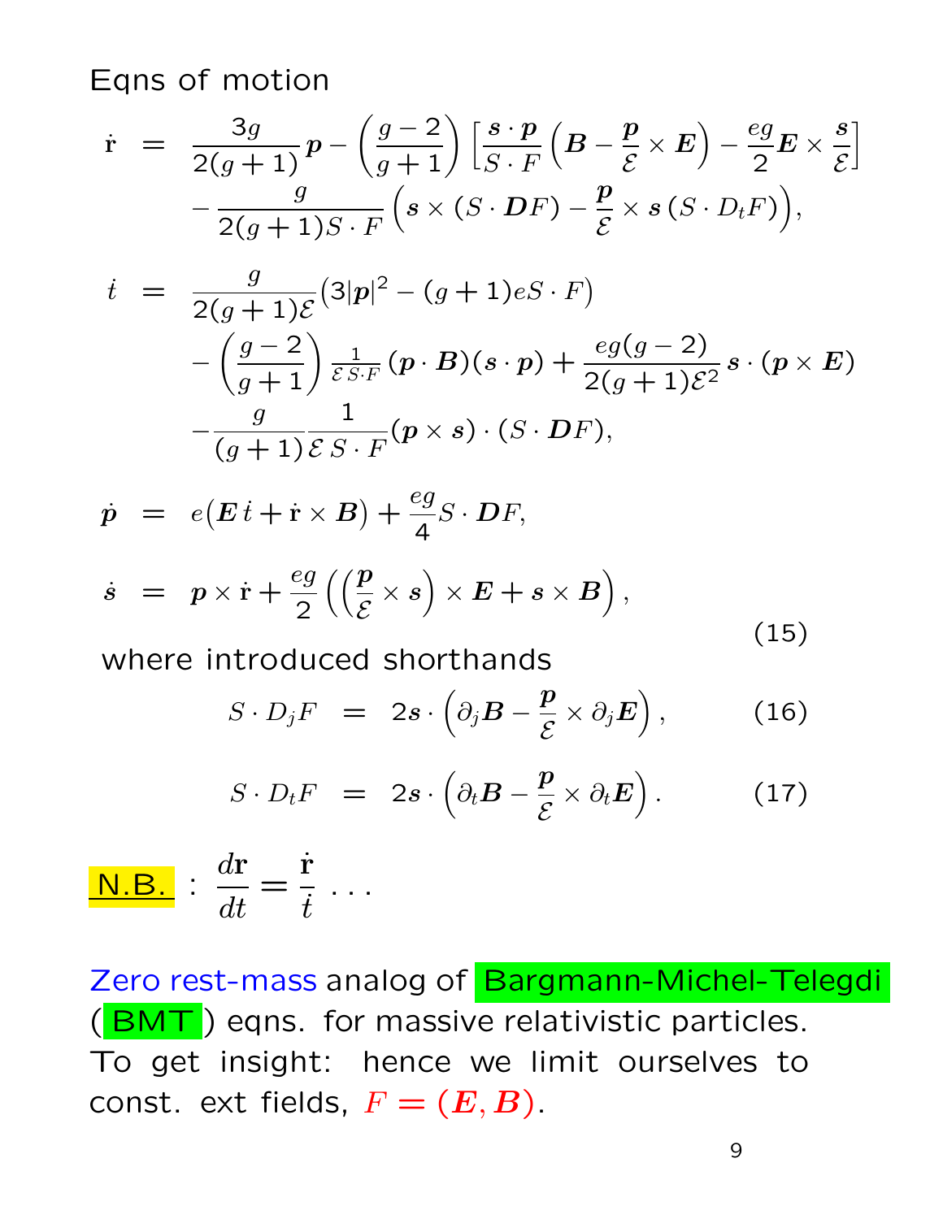Eqns of motion

$$
\begin{aligned}
\dot{\mathrm{r}} &= \frac{3g}{2(g+1)}\boldsymbol{p} - \left(\frac{g-2}{g+1}\right)\left[\frac{\boldsymbol{s}\cdot\boldsymbol{p}}{S\cdot F}\left(\boldsymbol{B}-\frac{\boldsymbol{p}}{\mathcal{E}}\times\boldsymbol{E}\right)-\frac{eg}{2}\boldsymbol{E}\times\frac{\boldsymbol{s}}{\mathcal{E}}\right] \\
&\quad -\frac{g}{2(g+1)S\cdot F}\left(\boldsymbol{s}\times(S\cdot\boldsymbol{D}F)-\frac{\boldsymbol{p}}{\mathcal{E}}\times\boldsymbol{s}\,(S\cdot D_tF)\right), \\
\dot{t} &= \frac{g}{2(g+1)\mathcal{E}}\left(3|\boldsymbol{p}|^2-(g+1)eS\cdot F\right) \\
&\quad -\left(\frac{g-2}{g+1}\right)\frac{1}{\mathcal{E}\,S\cdot F}(\boldsymbol{p}\cdot\boldsymbol{B})(\boldsymbol{s}\cdot\boldsymbol{p})+\frac{eg(g-2)}{2(g+1)\mathcal{E}^2}\boldsymbol{s}\cdot(\boldsymbol{p}\times\boldsymbol{E}) \\
&\quad -\frac{g}{(g+1)}\frac{1}{\mathcal{E}\,S\cdot F}(\boldsymbol{p}\times\boldsymbol{s})\cdot(S\cdot\boldsymbol{D}F), \\
\dot{\boldsymbol{p}} &= e\left(\boldsymbol{E}\,\dot{t}+\dot{\mathrm{r}}\times\boldsymbol{B}\right)+\frac{eg}{4}S\cdot\boldsymbol{D}F, \\
\dot{\boldsymbol{s}} &= \boldsymbol{p}\times\dot{\mathrm{r}}+\frac{eg}{2}\left(\left(\frac{\boldsymbol{p}}{\mathcal{E}}\times\boldsymbol{s}\right)\times\boldsymbol{E}+\boldsymbol{s}\times\boldsymbol{B}\right),
\end{aligned}
\tag{15}
$$

where introduced shorthands

$$
S\cdot D_jF = 2\boldsymbol{s}\cdot\left(\partial_j\boldsymbol{B}-\frac{\boldsymbol{p}}{\mathcal{E}}\times\partial_j\boldsymbol{E}\right), \tag{16}
$$

$$
S\cdot D_tF = 2\boldsymbol{s}\cdot\left(\partial_t\boldsymbol{B}-\frac{\boldsymbol{p}}{\mathcal{E}}\times\partial_t\boldsymbol{E}\right). \tag{17}
$$

N.B. : $\dfrac{d\mathbf{r}}{dt}=\dfrac{\dot{\mathbf{r}}}{\dot{t}}$ ...

Zero rest-mass analog of Bargmann-Michel-Telegdi (BMT) eqns. for massive relativistic particles. To get insight: hence we limit ourselves to const. ext fields, $F=(\boldsymbol{E},\boldsymbol{B})$.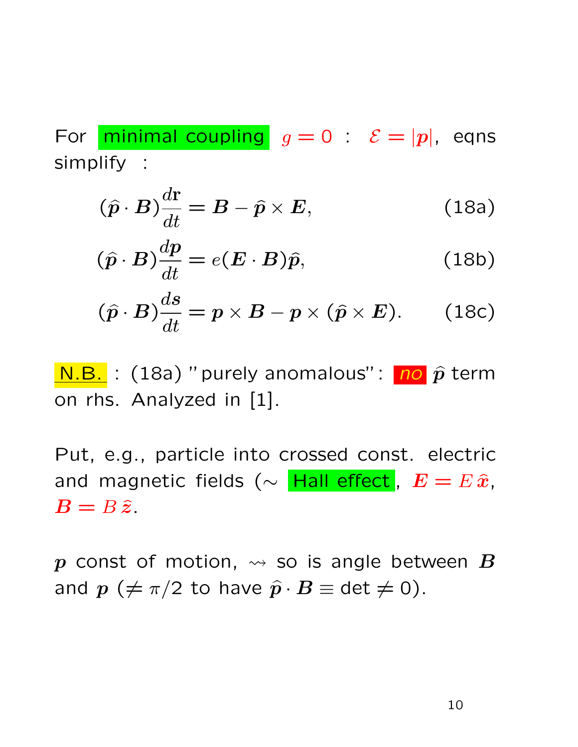For minimal coupling $g = 0$ : $\mathcal{E} = |\boldsymbol{p}|$, eqns simplify :

$$(\widehat{\boldsymbol{p}} \cdot \boldsymbol{B}) \frac{d\mathbf{r}}{dt} = \boldsymbol{B} - \widehat{\boldsymbol{p}} \times \boldsymbol{E}, \tag{18a}$$

$$(\widehat{\boldsymbol{p}} \cdot \boldsymbol{B}) \frac{d\boldsymbol{p}}{dt} = e(\boldsymbol{E} \cdot \boldsymbol{B}) \widehat{\boldsymbol{p}}, \tag{18b}$$

$$(\widehat{\boldsymbol{p}} \cdot \boldsymbol{B}) \frac{d\boldsymbol{s}}{dt} = \boldsymbol{p} \times \boldsymbol{B} - \boldsymbol{p} \times (\widehat{\boldsymbol{p}} \times \boldsymbol{E}). \tag{18c}$$

N.B. : (18a) "purely anomalous": *no* $\widehat{\boldsymbol{p}}$ term on rhs. Analyzed in [1].

Put, e.g., particle into crossed const. electric and magnetic fields ($\sim$ Hall effect, $\boldsymbol{E} = E\,\widehat{\boldsymbol{x}}$, $\boldsymbol{B} = B\,\widehat{\boldsymbol{z}}$.

$\boldsymbol{p}$ const of motion, $\rightsquigarrow$ so is angle between $\boldsymbol{B}$ and $\boldsymbol{p}$ ($\neq \pi/2$ to have $\widehat{\boldsymbol{p}} \cdot \boldsymbol{B} \equiv \det \neq 0$).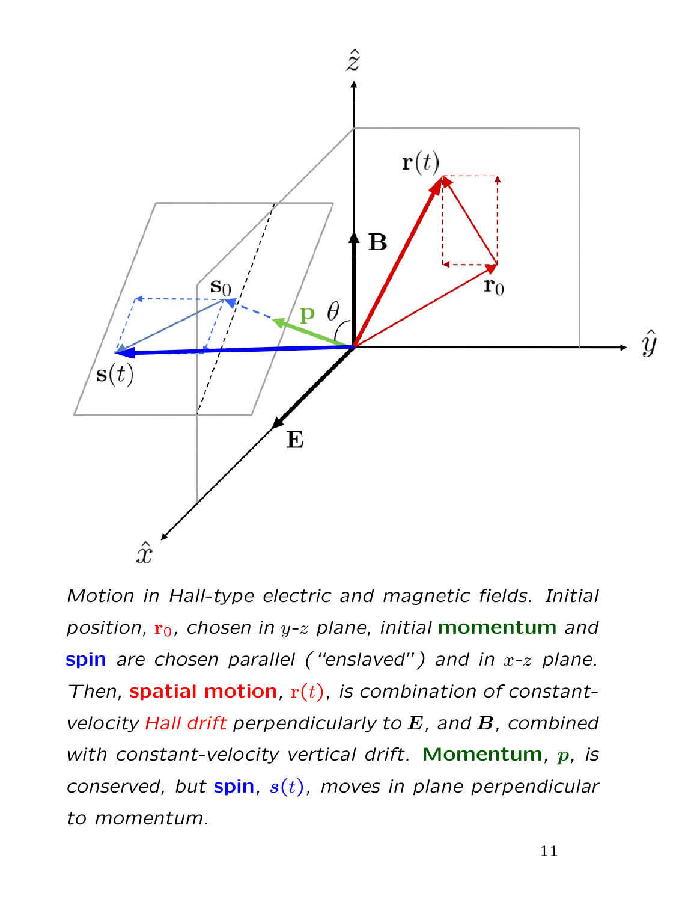*Motion in Hall-type electric and magnetic fields. Initial position, $\mathrm{r}_0$, chosen in $y$-$z$ plane, initial* **momentum** *and* **spin** *are chosen parallel ("enslaved") and in $x$-$z$ plane. Then,* **spatial motion**, *$\mathrm{r}(t)$, is combination of constant-velocity Hall drift perpendicularly to $\boldsymbol{E}$, and $\boldsymbol{B}$, combined with constant-velocity vertical drift.* **Momentum**, *$\boldsymbol{p}$, is conserved, but* **spin**, *$\boldsymbol{s}(t)$, moves in plane perpendicular to momentum.*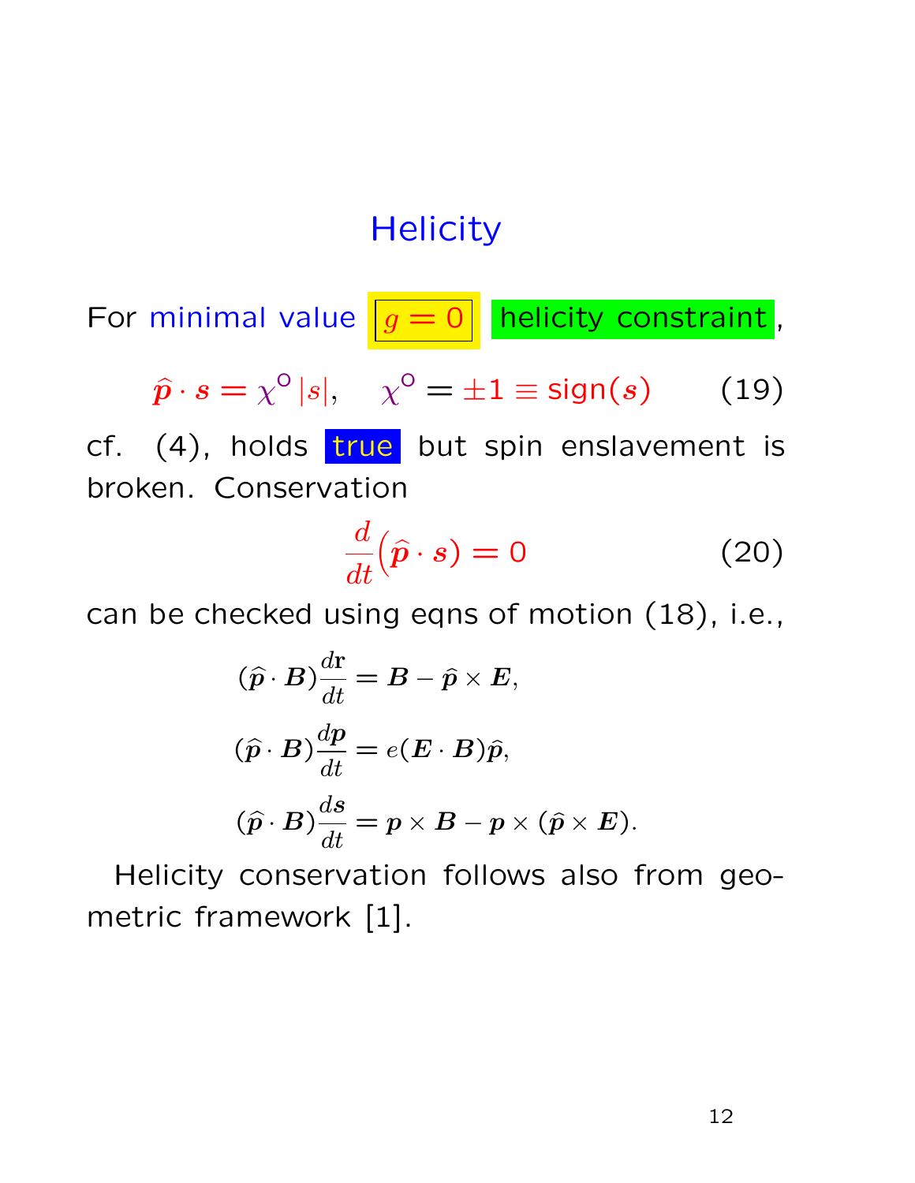# Helicity

For minimal value $\boxed{g = 0}$ helicity constraint,

$$\widehat{\boldsymbol{p}} \cdot \boldsymbol{s} = \chi^{\circ} |s|, \quad \chi^{\circ} = \pm 1 \equiv \text{sign}(\boldsymbol{s}) \tag{19}$$

cf. (4), holds true but spin enslavement is broken. Conservation

$$\frac{d}{dt}\big(\widehat{\boldsymbol{p}} \cdot \boldsymbol{s}\big) = 0 \tag{20}$$

can be checked using eqns of motion (18), i.e.,

$$(\widehat{\boldsymbol{p}} \cdot \boldsymbol{B})\frac{d\mathbf{r}}{dt} = \boldsymbol{B} - \widehat{\boldsymbol{p}} \times \boldsymbol{E},$$

$$(\widehat{\boldsymbol{p}} \cdot \boldsymbol{B})\frac{d\boldsymbol{p}}{dt} = e(\boldsymbol{E} \cdot \boldsymbol{B})\widehat{\boldsymbol{p}},$$

$$(\widehat{\boldsymbol{p}} \cdot \boldsymbol{B})\frac{d\boldsymbol{s}}{dt} = \boldsymbol{p} \times \boldsymbol{B} - \boldsymbol{p} \times (\widehat{\boldsymbol{p}} \times \boldsymbol{E}).$$

Helicity conservation follows also from geometric framework [1].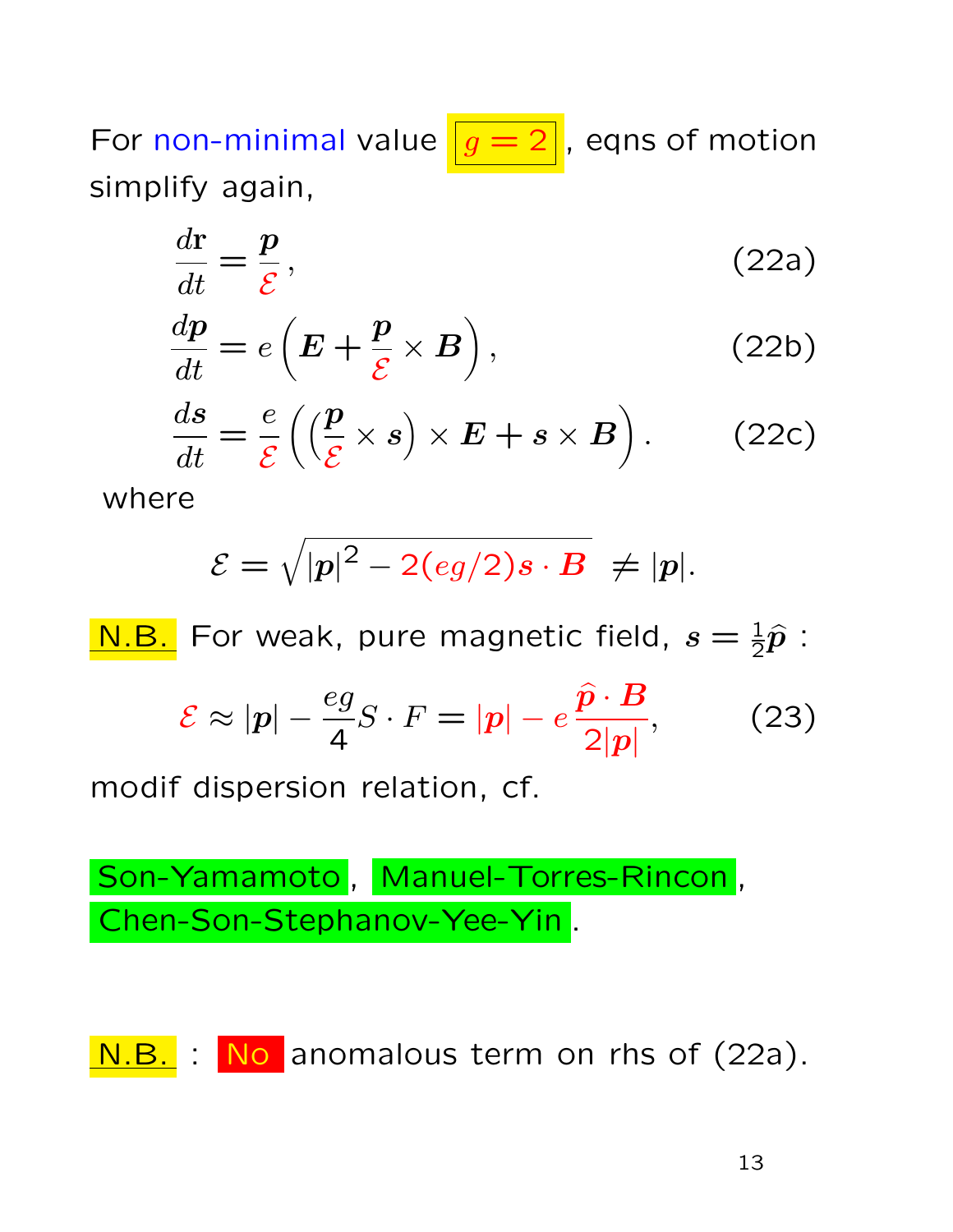For non-minimal value $\boxed{g=2}$, eqns of motion simplify again,

$$\frac{d\mathbf{r}}{dt} = \frac{\boldsymbol{p}}{\mathcal{E}}, \tag{22a}$$

$$\frac{d\boldsymbol{p}}{dt} = e\left(\boldsymbol{E} + \frac{\boldsymbol{p}}{\mathcal{E}} \times \boldsymbol{B}\right), \tag{22b}$$

$$\frac{d\boldsymbol{s}}{dt} = \frac{e}{\mathcal{E}}\left(\left(\frac{\boldsymbol{p}}{\mathcal{E}} \times \boldsymbol{s}\right) \times \boldsymbol{E} + \boldsymbol{s} \times \boldsymbol{B}\right). \tag{22c}$$

where

$$\mathcal{E} = \sqrt{|\boldsymbol{p}|^2 - 2(eg/2)\boldsymbol{s}\cdot\boldsymbol{B}} \;\neq |\boldsymbol{p}|.$$

N.B. For weak, pure magnetic field, $\boldsymbol{s} = \frac{1}{2}\widehat{\boldsymbol{p}}$ :

$$\mathcal{E} \approx |\boldsymbol{p}| - \frac{eg}{4} S\cdot F = |\boldsymbol{p}| - e\frac{\widehat{\boldsymbol{p}}\cdot\boldsymbol{B}}{2|\boldsymbol{p}|}, \tag{23}$$

modif dispersion relation, cf.

Son-Yamamoto, Manuel-Torres-Rincon, Chen-Son-Stephanov-Yee-Yin.

N.B. : No anomalous term on rhs of (22a).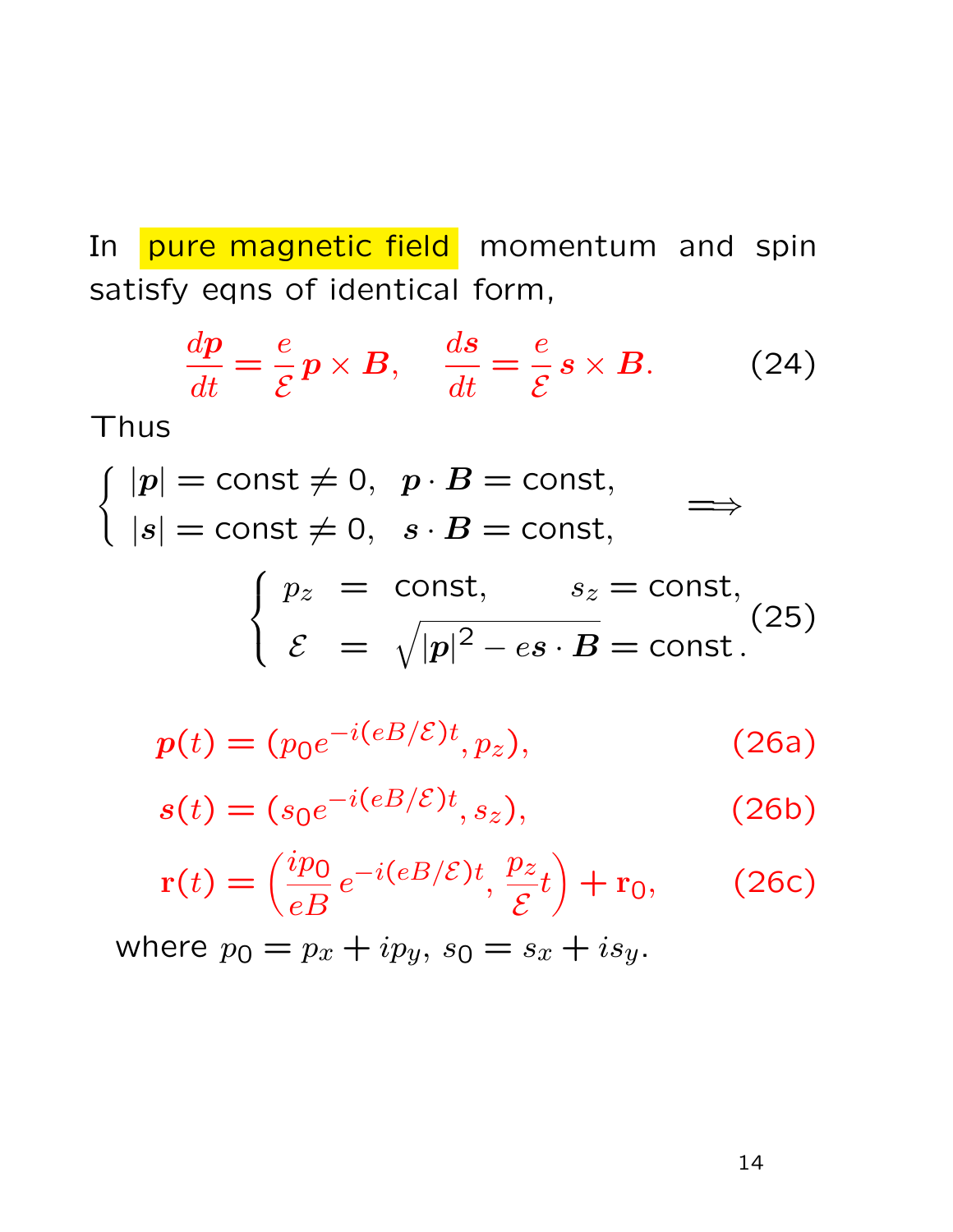In pure magnetic field momentum and spin satisfy eqns of identical form,

$$\frac{d\boldsymbol{p}}{dt} = \frac{e}{\mathcal{E}}\boldsymbol{p} \times \boldsymbol{B}, \quad \frac{d\boldsymbol{s}}{dt} = \frac{e}{\mathcal{E}}\boldsymbol{s} \times \boldsymbol{B}. \tag{24}$$

Thus

$$\begin{cases} |\boldsymbol{p}| = \text{const} \neq 0, & \boldsymbol{p} \cdot \boldsymbol{B} = \text{const}, \\ |\boldsymbol{s}| = \text{const} \neq 0, & \boldsymbol{s} \cdot \boldsymbol{B} = \text{const}, \end{cases} \Longrightarrow$$

$$\begin{cases} p_z &= \text{const}, \qquad s_z = \text{const}, \\ \mathcal{E} &= \sqrt{|\boldsymbol{p}|^2 - e\boldsymbol{s} \cdot \boldsymbol{B}} = \text{const}. \end{cases} \tag{25}$$

$$\boldsymbol{p}(t) = (p_0 e^{-i(eB/\mathcal{E})t}, p_z), \tag{26a}$$

$$\boldsymbol{s}(t) = (s_0 e^{-i(eB/\mathcal{E})t}, s_z), \tag{26b}$$

$$\mathbf{r}(t) = \left(\frac{ip_0}{eB}\, e^{-i(eB/\mathcal{E})t}, \frac{p_z}{\mathcal{E}}t\right) + \mathbf{r}_0, \tag{26c}$$

where $p_0 = p_x + ip_y$, $s_0 = s_x + is_y$.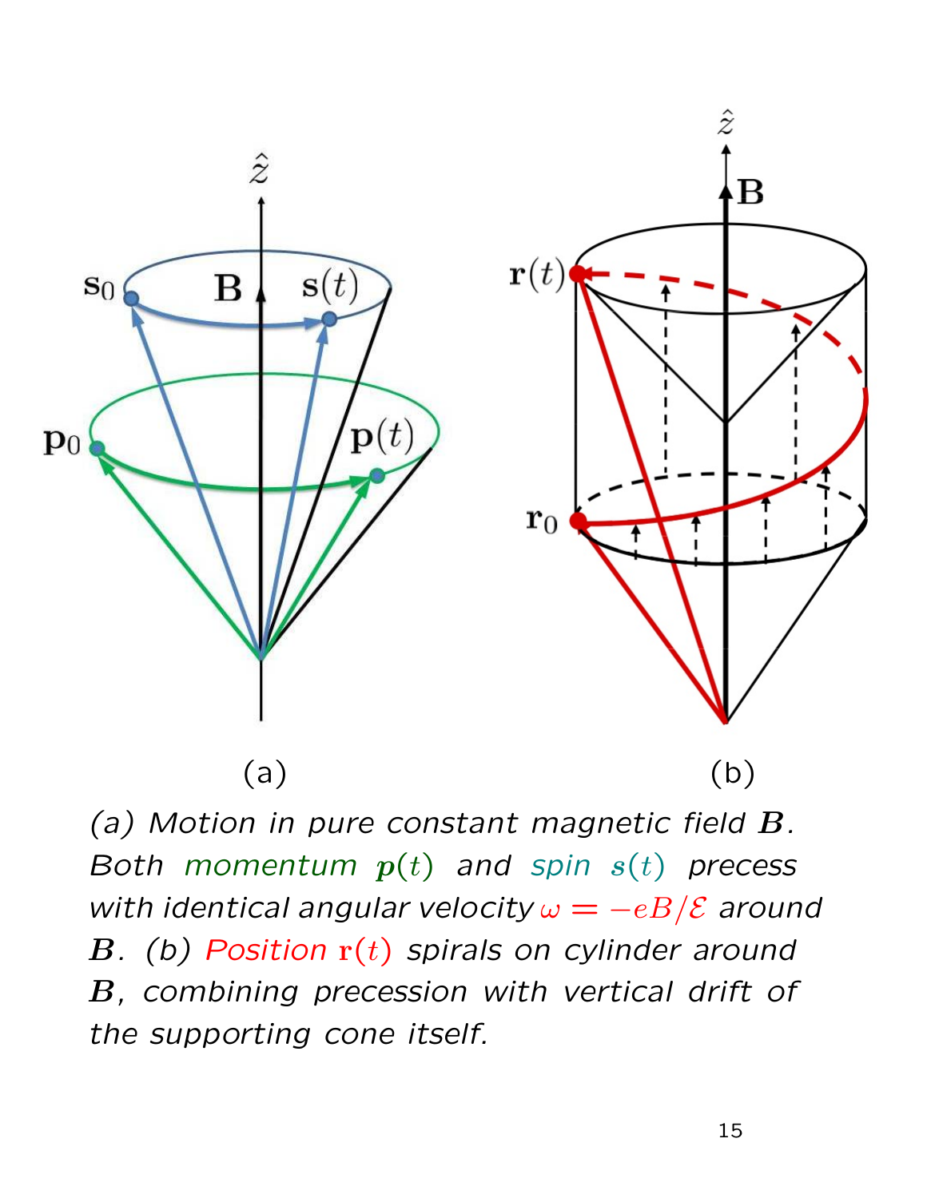(a) (b)

*(a) Motion in pure constant magnetic field $\boldsymbol{B}$. Both momentum $\boldsymbol{p}(t)$ and spin $\boldsymbol{s}(t)$ precess with identical angular velocity $\omega = -eB/\mathcal{E}$ around $\boldsymbol{B}$. (b) Position $\mathbf{r}(t)$ spirals on cylinder around $\boldsymbol{B}$, combining precession with vertical drift of the supporting cone itself.*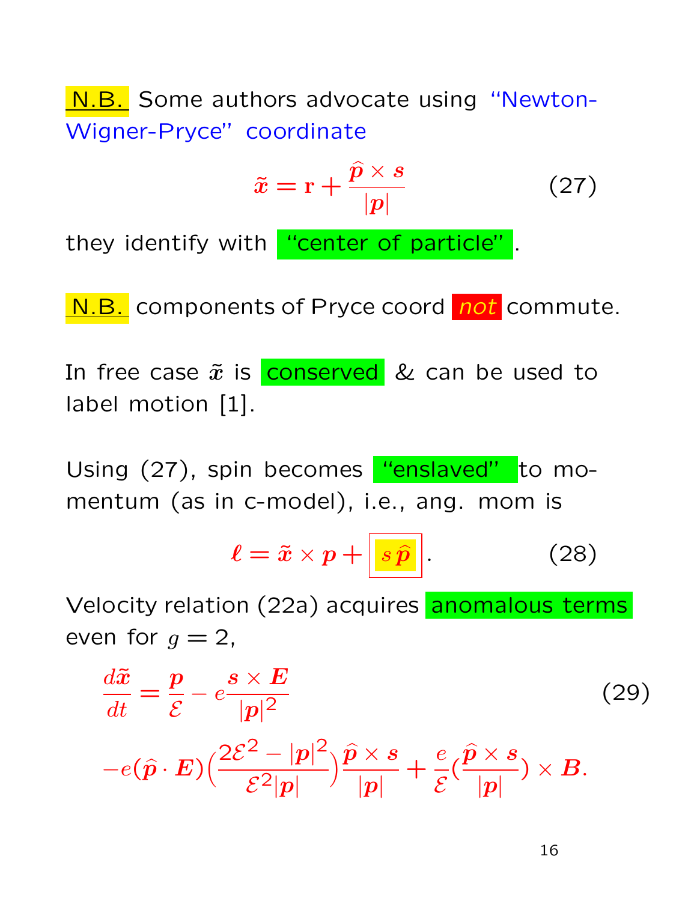**N.B.** Some authors advocate using "Newton-Wigner-Pryce" coordinate

$$\tilde{\boldsymbol{x}} = \mathrm{r} + \frac{\widehat{\boldsymbol{p}} \times \boldsymbol{s}}{|\boldsymbol{p}|} \tag{27}$$

they identify with "center of particle".

**N.B.** components of Pryce coord *not* commute.

In free case $\tilde{\boldsymbol{x}}$ is conserved & can be used to label motion [1].

Using (27), spin becomes "enslaved" to momentum (as in c-model), i.e., ang. mom is

$$\boldsymbol{\ell} = \tilde{\boldsymbol{x}} \times \boldsymbol{p} + \boxed{s\,\widehat{\boldsymbol{p}}}. \tag{28}$$

Velocity relation (22a) acquires anomalous terms even for $g = 2$,

$$\frac{d\tilde{\boldsymbol{x}}}{dt} = \frac{\boldsymbol{p}}{\mathcal{E}} - e\frac{\boldsymbol{s} \times \boldsymbol{E}}{|\boldsymbol{p}|^2} \tag{29}$$

$$-e(\widehat{\boldsymbol{p}} \cdot \boldsymbol{E})\Big(\frac{2\mathcal{E}^2 - |\boldsymbol{p}|^2}{\mathcal{E}^2|\boldsymbol{p}|}\Big)\frac{\widehat{\boldsymbol{p}} \times \boldsymbol{s}}{|\boldsymbol{p}|} + \frac{e}{\mathcal{E}}\Big(\frac{\widehat{\boldsymbol{p}} \times \boldsymbol{s}}{|\boldsymbol{p}|}\Big) \times \boldsymbol{B}.$$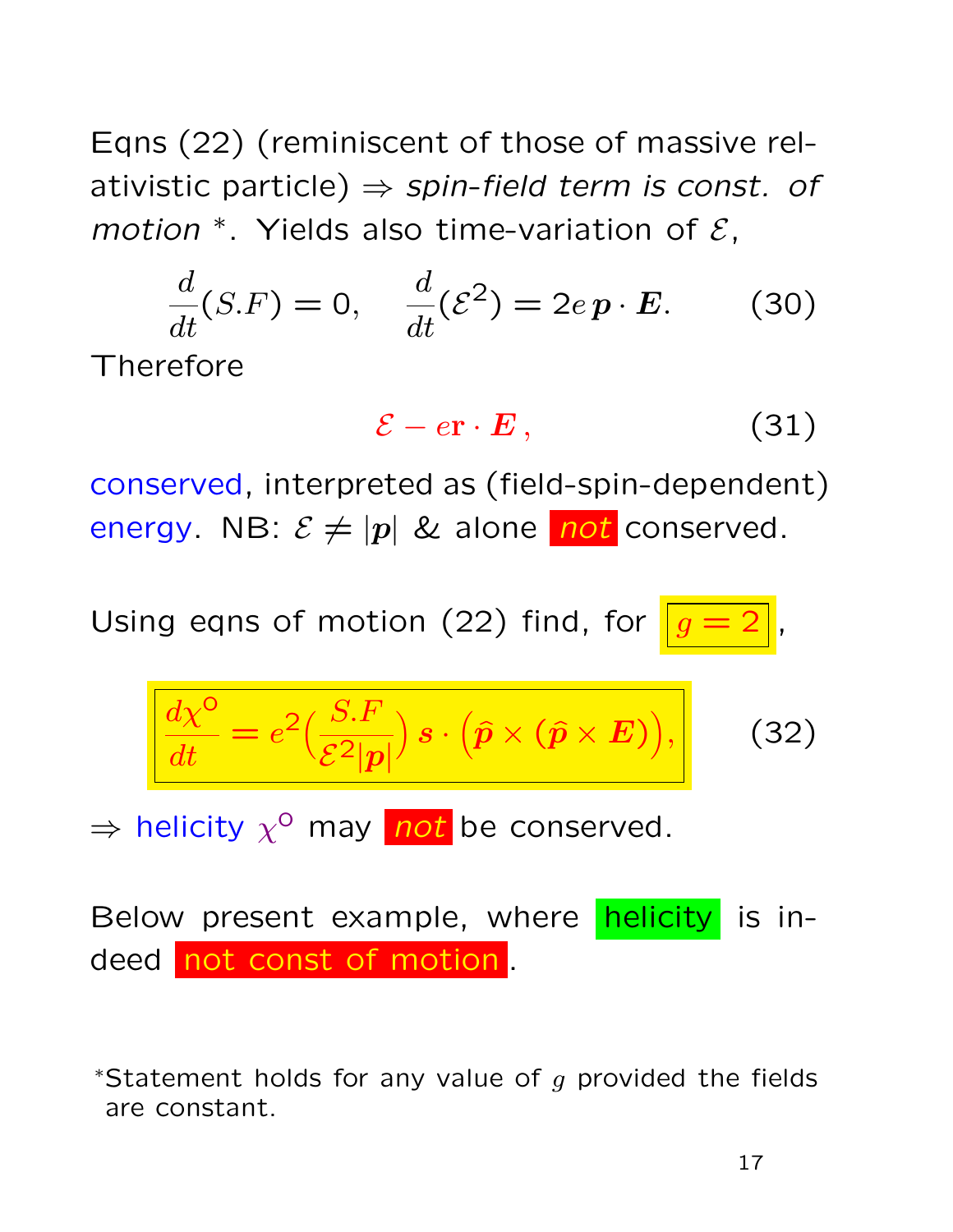Eqns (22) (reminiscent of those of massive relativistic particle) ⇒ *spin-field term is const. of motion* *. Yields also time-variation of $\mathcal{E}$,

$$\frac{d}{dt}(S.F) = 0, \quad \frac{d}{dt}(\mathcal{E}^2) = 2e\,\boldsymbol{p}\cdot\boldsymbol{E}. \qquad (30)$$

Therefore

$$\mathcal{E} - e\mathbf{r}\cdot\boldsymbol{E}\,, \qquad (31)$$

conserved, interpreted as (field-spin-dependent) energy. NB: $\mathcal{E} \neq |\boldsymbol{p}|$ & alone *not* conserved.

Using eqns of motion (22) find, for $\boxed{g = 2}$,

$$\boxed{\frac{d\chi^{\text{o}}}{dt} = e^2\Big(\frac{S.F}{\mathcal{E}^2|\boldsymbol{p}|}\Big)\,\boldsymbol{s}\cdot\Big(\hat{\boldsymbol{p}}\times(\hat{\boldsymbol{p}}\times\boldsymbol{E})\Big),} \qquad (32)$$

⇒ helicity $\chi^{\text{o}}$ may *not* be conserved.

Below present example, where helicity is indeed not const of motion.

*Statement holds for any value of $g$ provided the fields are constant.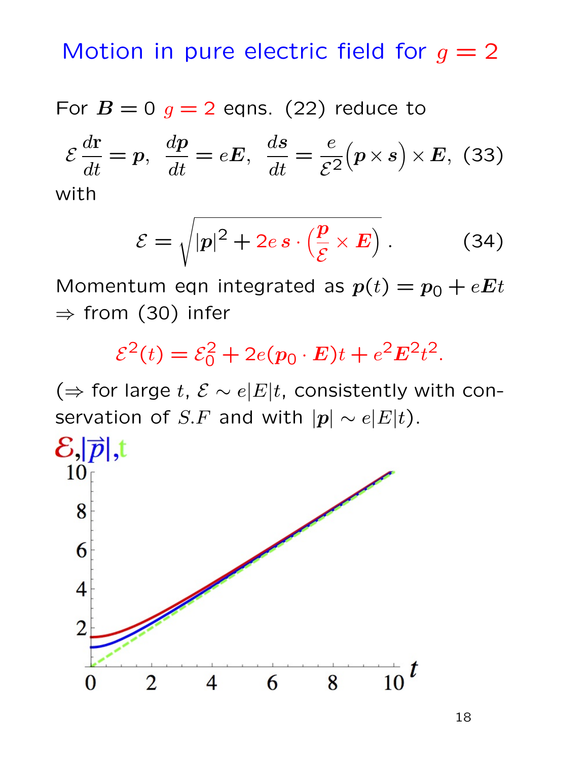# Motion in pure electric field for $g = 2$

For $\boldsymbol{B} = 0$ $g = 2$ eqns. (22) reduce to

$$\mathcal{E}\,\frac{d\mathbf{r}}{dt} = \boldsymbol{p}, \quad \frac{d\boldsymbol{p}}{dt} = e\boldsymbol{E}, \quad \frac{d\boldsymbol{s}}{dt} = \frac{e}{\mathcal{E}^2}\big(\boldsymbol{p}\times\boldsymbol{s}\big)\times\boldsymbol{E}, \quad (33)$$

with

$$\mathcal{E} = \sqrt{|\boldsymbol{p}|^2 + 2e\,\boldsymbol{s}\cdot\Big(\frac{\boldsymbol{p}}{\mathcal{E}}\times\boldsymbol{E}\Big)}\,. \qquad (34)$$

Momentum eqn integrated as $\boldsymbol{p}(t) = \boldsymbol{p}_0 + e\boldsymbol{E}t$
$\Rightarrow$ from (30) infer

$$\mathcal{E}^2(t) = \mathcal{E}_0^2 + 2e(\boldsymbol{p}_0\cdot\boldsymbol{E})t + e^2\boldsymbol{E}^2t^2.$$

($\Rightarrow$ for large $t$, $\mathcal{E} \sim e|E|t$, consistently with conservation of $S.F$ and with $|\boldsymbol{p}| \sim e|E|t$).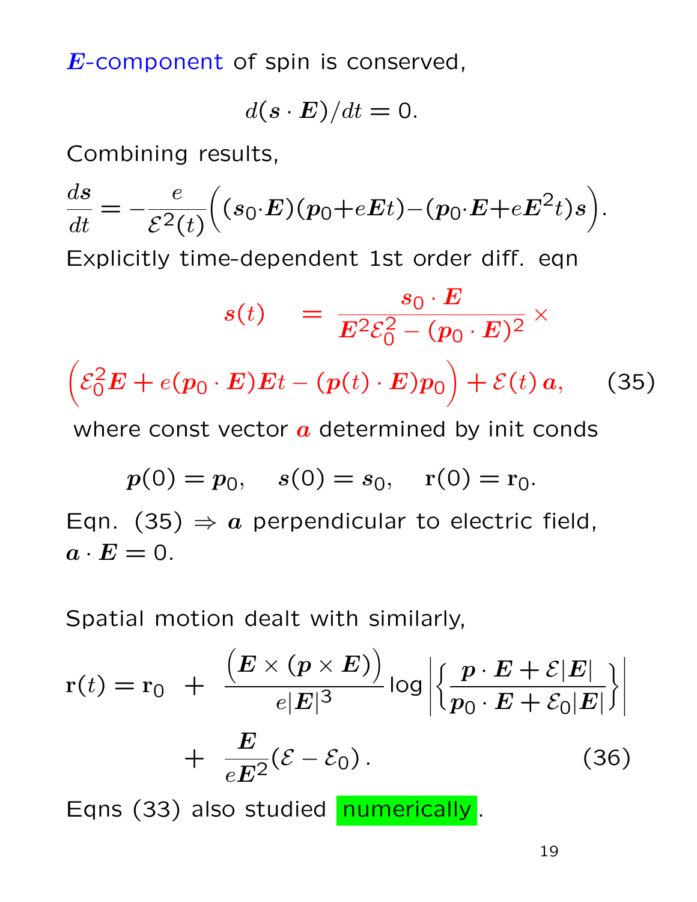$\boldsymbol{E}$-component of spin is conserved,

$$d(\boldsymbol{s} \cdot \boldsymbol{E})/dt = 0.$$

Combining results,

$$\frac{d\boldsymbol{s}}{dt} = -\frac{e}{\mathcal{E}^2(t)}\Big((\boldsymbol{s}_0 \cdot \boldsymbol{E})(\boldsymbol{p}_0 + e\boldsymbol{E}t) - (\boldsymbol{p}_0 \cdot \boldsymbol{E} + e\boldsymbol{E}^2 t)\boldsymbol{s}\Big).$$

Explicitly time-dependent 1st order diff. eqn

$$\boldsymbol{s}(t) \quad = \frac{\boldsymbol{s}_0 \cdot \boldsymbol{E}}{\boldsymbol{E}^2 \mathcal{E}_0^2 - (\boldsymbol{p}_0 \cdot \boldsymbol{E})^2} \times$$

$$\Big(\mathcal{E}_0^2 \boldsymbol{E} + e(\boldsymbol{p}_0 \cdot \boldsymbol{E})\boldsymbol{E}t - (\boldsymbol{p}(t) \cdot \boldsymbol{E})\boldsymbol{p}_0\Big) + \mathcal{E}(t)\, \boldsymbol{a}, \qquad (35)$$

where const vector $\boldsymbol{a}$ determined by init conds

$$\boldsymbol{p}(0) = \boldsymbol{p}_0, \quad \boldsymbol{s}(0) = \boldsymbol{s}_0, \quad \mathbf{r}(0) = \mathbf{r}_0.$$

Eqn. (35) $\Rightarrow$ $\boldsymbol{a}$ perpendicular to electric field, $\boldsymbol{a} \cdot \boldsymbol{E} = 0$.

Spatial motion dealt with similarly,

$$\mathbf{r}(t) = \mathbf{r}_0 \;+\; \frac{\Big(\boldsymbol{E} \times (\boldsymbol{p} \times \boldsymbol{E})\Big)}{e|\boldsymbol{E}|^3} \log\left|\left\{\frac{\boldsymbol{p} \cdot \boldsymbol{E} + \mathcal{E}|\boldsymbol{E}|}{\boldsymbol{p}_0 \cdot \boldsymbol{E} + \mathcal{E}_0|\boldsymbol{E}|}\right\}\right|$$

$$+ \;\frac{\boldsymbol{E}}{e\boldsymbol{E}^2}(\mathcal{E} - \mathcal{E}_0)\,. \qquad (36)$$

Eqns (33) also studied numerically.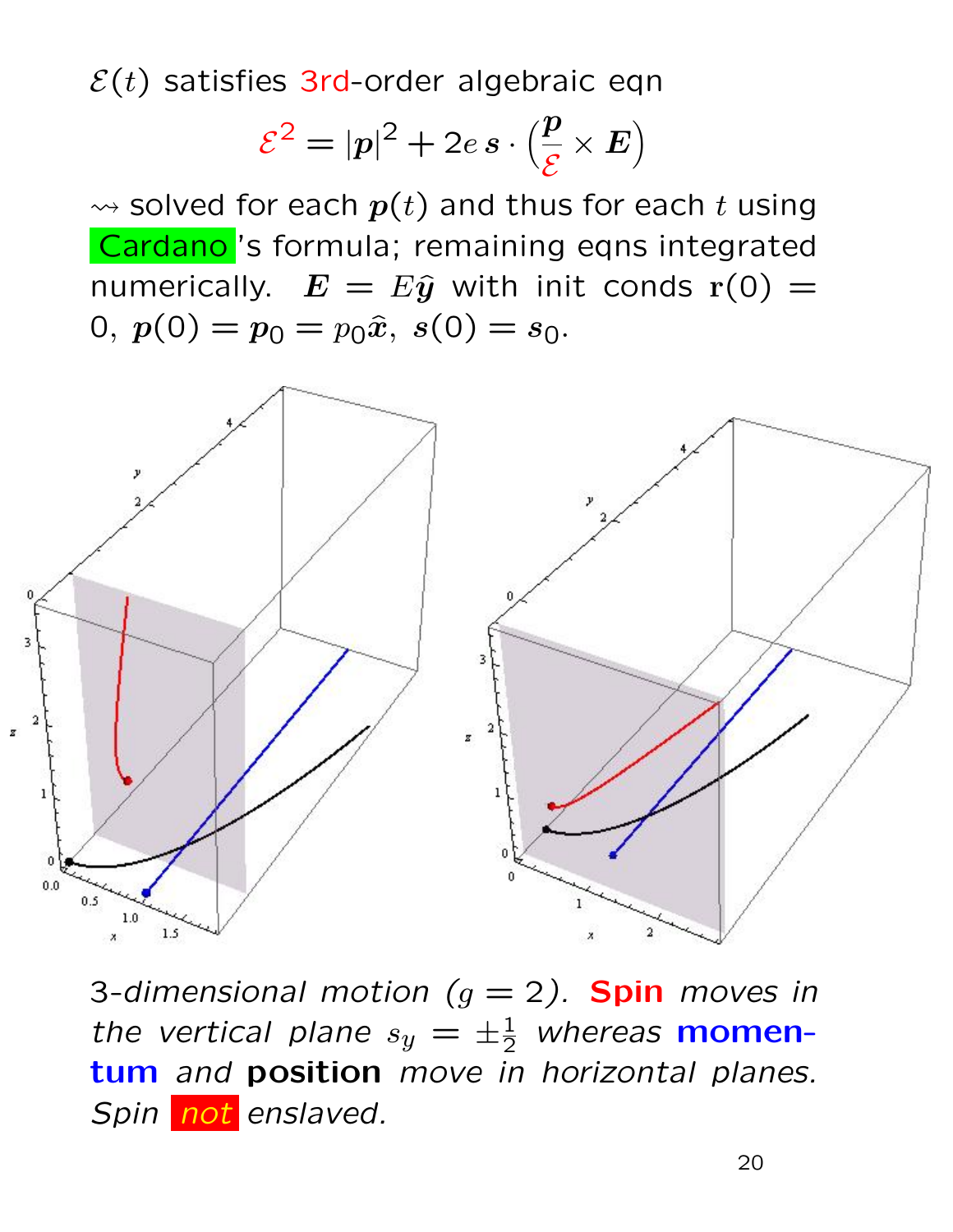$\mathcal{E}(t)$ satisfies 3rd-order algebraic eqn

$$\mathcal{E}^2 = |\boldsymbol{p}|^2 + 2e\,\boldsymbol{s}\cdot\left(\frac{\boldsymbol{p}}{\mathcal{E}} \times \boldsymbol{E}\right)$$

$\rightsquigarrow$ solved for each $\boldsymbol{p}(t)$ and thus for each $t$ using Cardano's formula; remaining eqns integrated numerically. $\boldsymbol{E} = E\hat{\boldsymbol{y}}$ with init conds $\mathbf{r}(0) = 0$, $\boldsymbol{p}(0) = \boldsymbol{p}_0 = p_0\hat{\boldsymbol{x}}$, $\boldsymbol{s}(0) = \boldsymbol{s}_0$.

*3-dimensional motion ($g = 2$).* ***Spin*** *moves in the vertical plane $s_y = \pm\frac{1}{2}$ whereas* ***momentum*** *and* ***position*** *move in horizontal planes. Spin not enslaved.*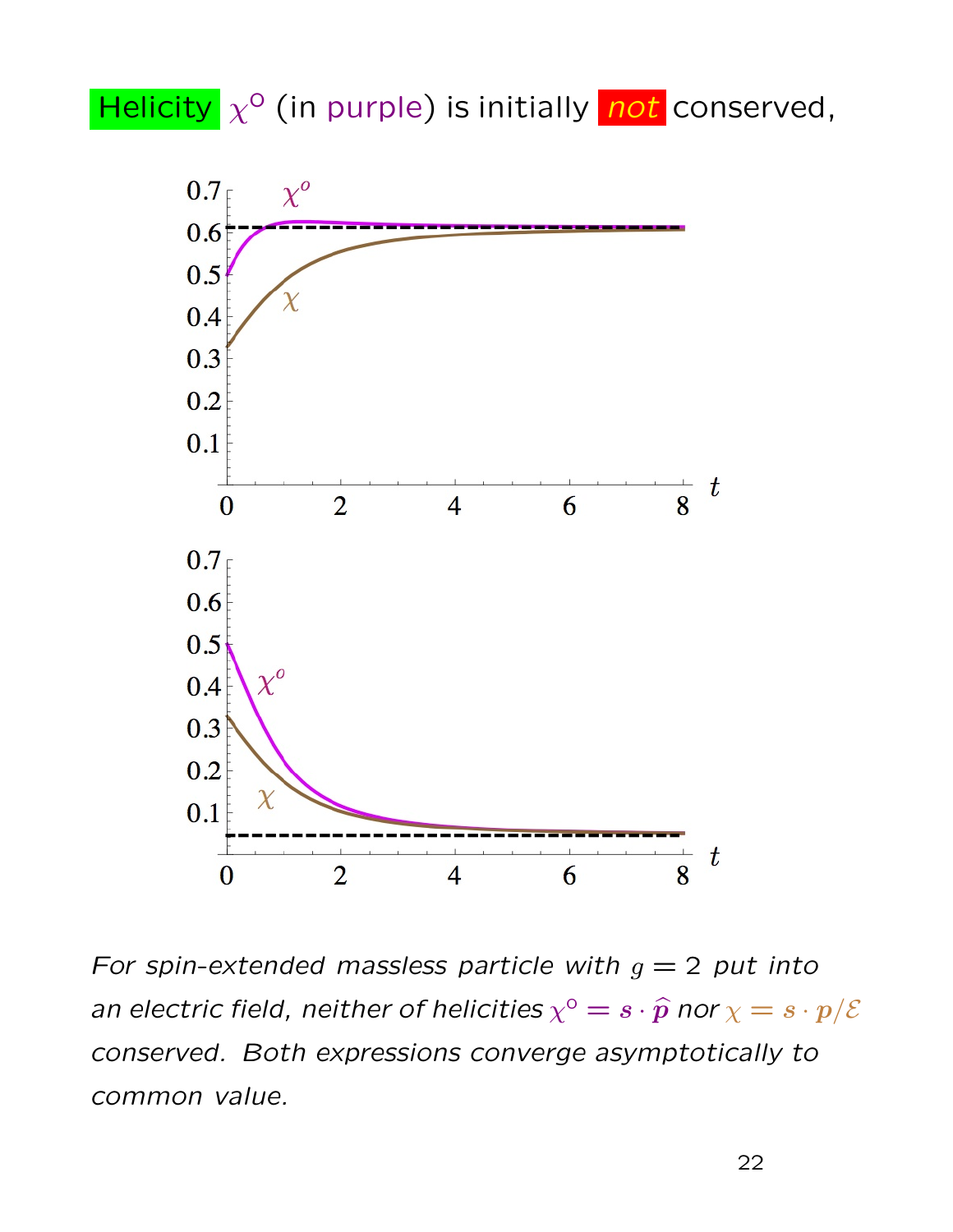Helicity $\chi^{\mathrm{o}}$ (in purple) is initially *not* conserved,

*For spin-extended massless particle with $g = 2$ put into an electric field, neither of helicities $\chi^{\mathrm{o}} = \boldsymbol{s} \cdot \widehat{\boldsymbol{p}}$ nor $\chi = \boldsymbol{s} \cdot \boldsymbol{p}/\mathcal{E}$ conserved. Both expressions converge asymptotically to common value.*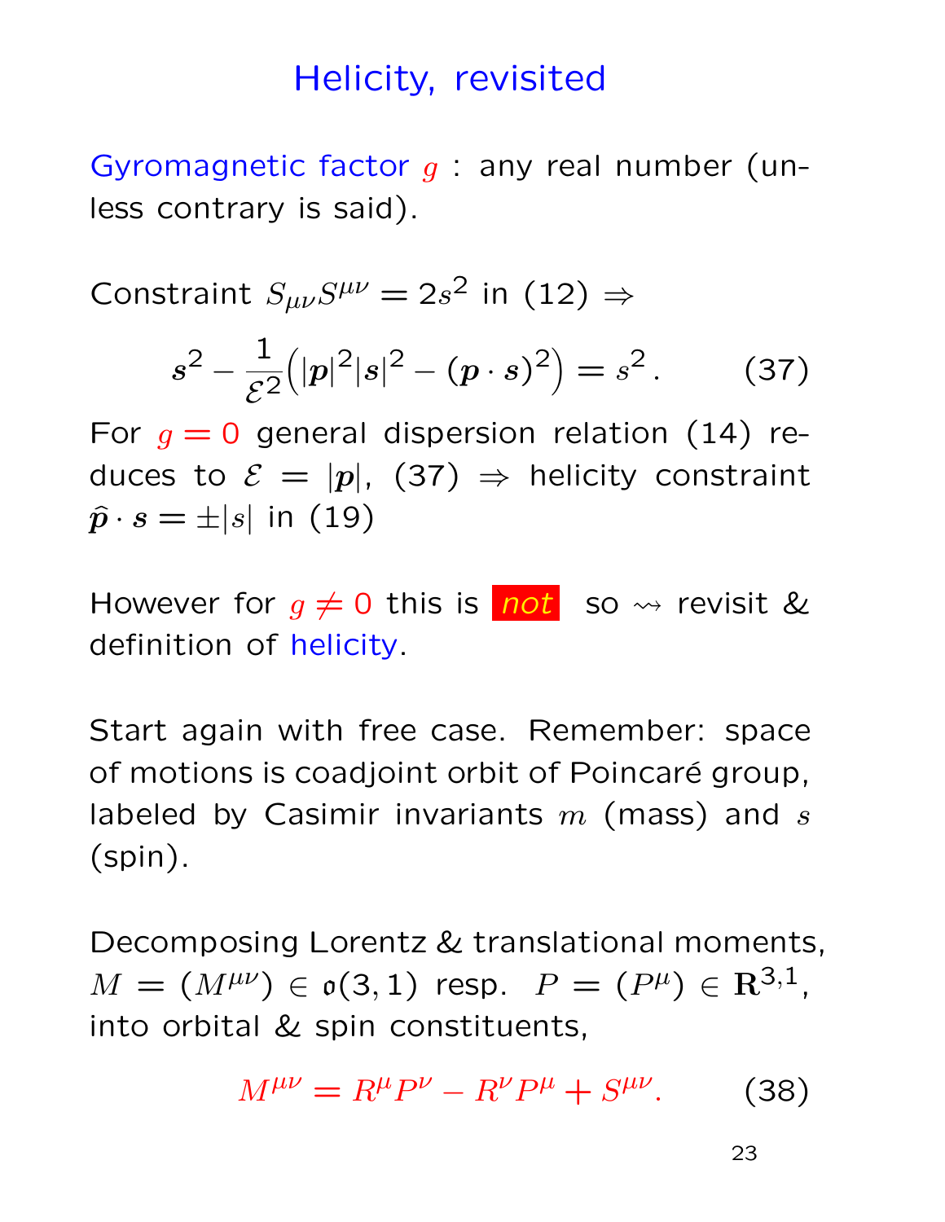# Helicity, revisited

Gyromagnetic factor $g$ : any real number (unless contrary is said).

Constraint $S_{\mu\nu}S^{\mu\nu} = 2s^2$ in (12) $\Rightarrow$

$$\boldsymbol{s}^2 - \frac{1}{\mathcal{E}^2}\Big(|\boldsymbol{p}|^2|\boldsymbol{s}|^2 - (\boldsymbol{p}\cdot\boldsymbol{s})^2\Big) = s^2 . \qquad (37)$$

For $g = 0$ general dispersion relation (14) reduces to $\mathcal{E} = |\boldsymbol{p}|$, (37) $\Rightarrow$ helicity constraint $\widehat{\boldsymbol{p}}\cdot\boldsymbol{s} = \pm|s|$ in (19)

However for $g \neq 0$ this is *not* so $\rightsquigarrow$ revisit & definition of helicity.

Start again with free case. Remember: space of motions is coadjoint orbit of Poincaré group, labeled by Casimir invariants $m$ (mass) and $s$ (spin).

Decomposing Lorentz & translational moments, $M = (M^{\mu\nu}) \in \mathfrak{o}(3,1)$ resp. $P = (P^\mu) \in \mathbf{R}^{3,1}$, into orbital & spin constituents,

$$M^{\mu\nu} = R^\mu P^\nu - R^\nu P^\mu + S^{\mu\nu}. \qquad (38)$$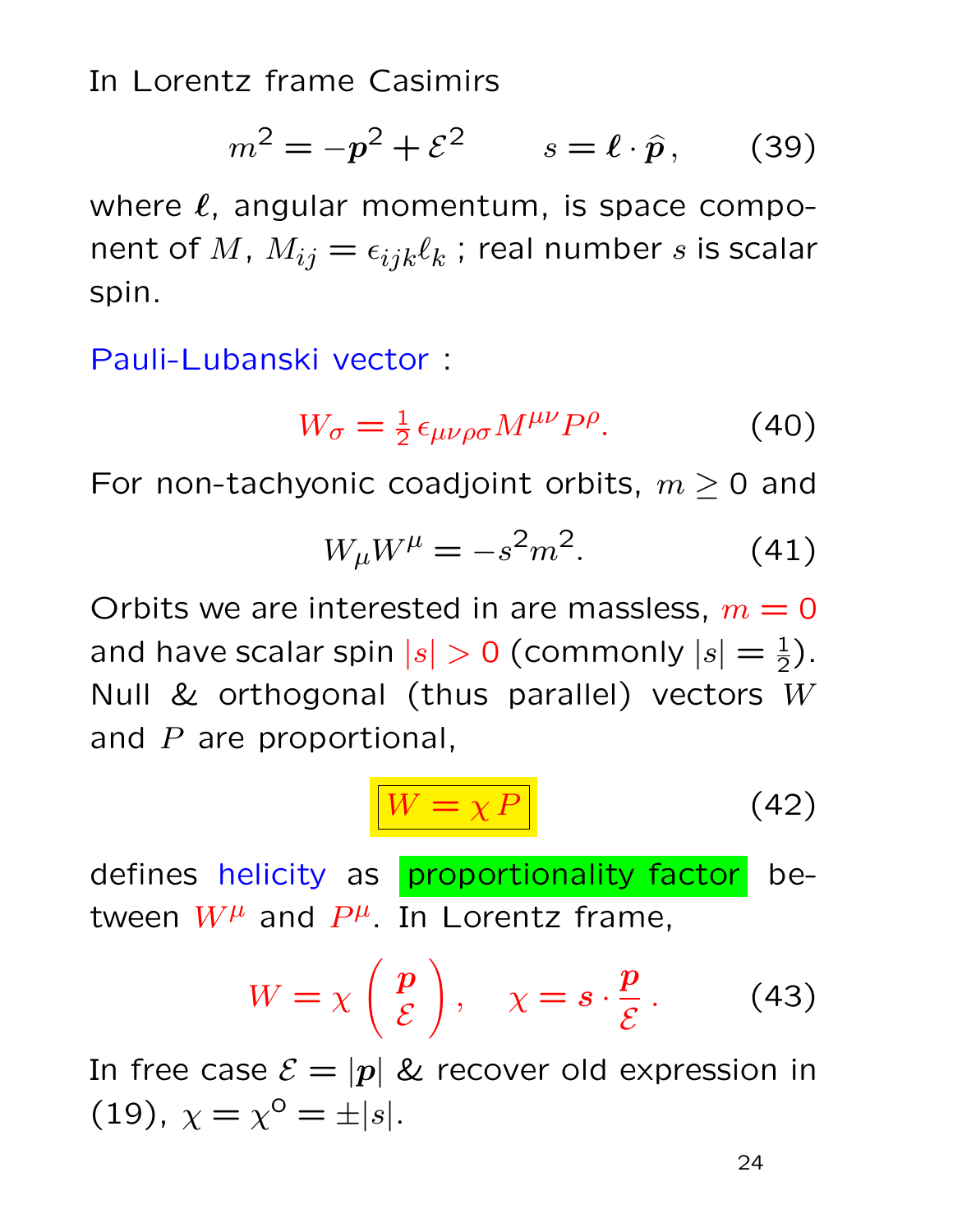In Lorentz frame Casimirs

$$m^2 = -\boldsymbol{p}^2 + \mathcal{E}^2 \qquad s = \boldsymbol{\ell} \cdot \widehat{\boldsymbol{p}}\,, \tag{39}$$

where $\boldsymbol{\ell}$, angular momentum, is space component of $M$, $M_{ij} = \epsilon_{ijk}\ell_k$ ; real number $s$ is scalar spin.

Pauli-Lubanski vector :

$$W_\sigma = \tfrac{1}{2}\,\epsilon_{\mu\nu\rho\sigma}M^{\mu\nu}P^\rho. \tag{40}$$

For non-tachyonic coadjoint orbits, $m \geq 0$ and

$$W_\mu W^\mu = -s^2 m^2. \tag{41}$$

Orbits we are interested in are massless, $m = 0$ and have scalar spin $|s| > 0$ (commonly $|s| = \frac{1}{2}$). Null & orthogonal (thus parallel) vectors $W$ and $P$ are proportional,

$$\boxed{W = \chi\, P} \tag{42}$$

defines helicity as proportionality factor between $W^\mu$ and $P^\mu$. In Lorentz frame,

$$W = \chi \begin{pmatrix} \boldsymbol{p} \\ \mathcal{E} \end{pmatrix}, \quad \chi = \boldsymbol{s} \cdot \frac{\boldsymbol{p}}{\mathcal{E}}\,. \tag{43}$$

In free case $\mathcal{E} = |\boldsymbol{p}|$ & recover old expression in (19), $\chi = \chi^{\text{o}} = \pm|s|$.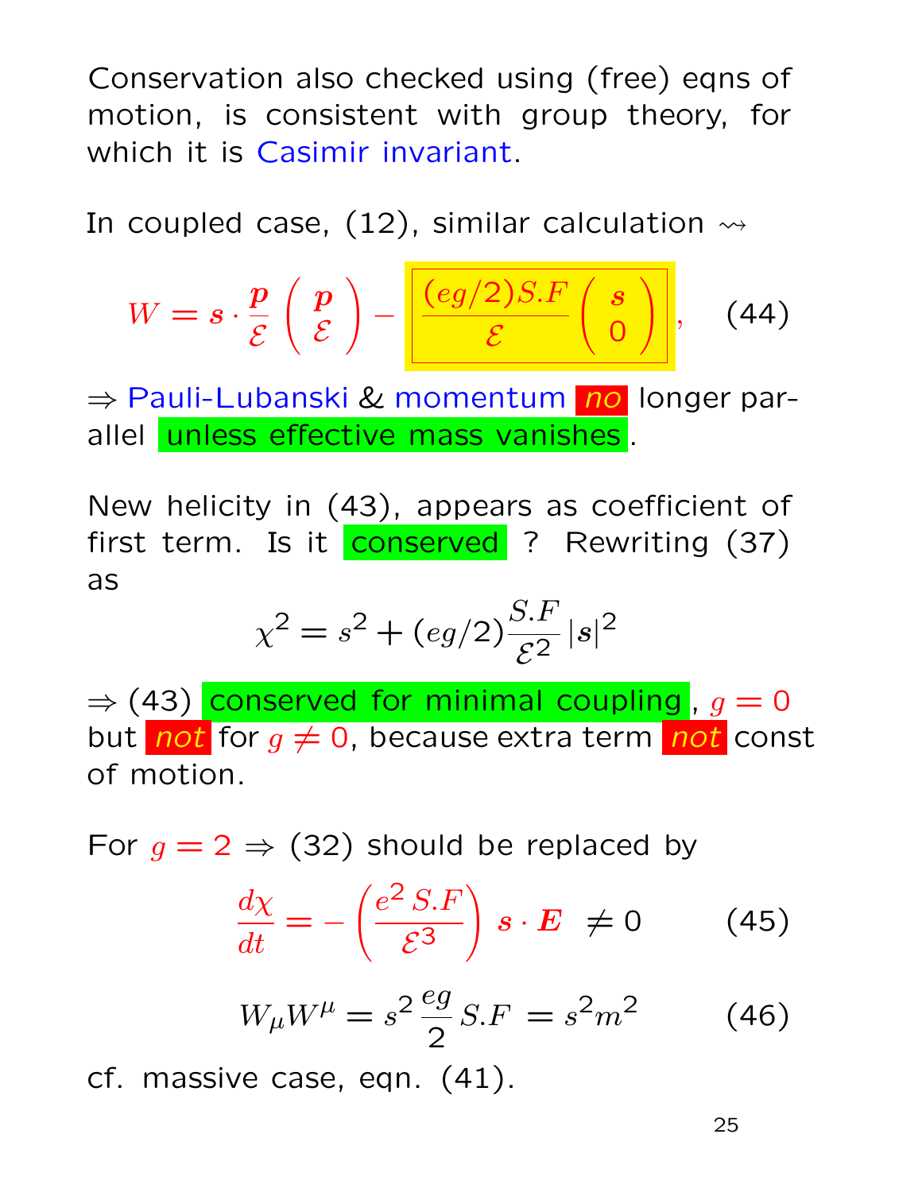Conservation also checked using (free) eqns of motion, is consistent with group theory, for which it is Casimir invariant.

In coupled case, (12), similar calculation $\rightsquigarrow$

$$W = \boldsymbol{s}\cdot\frac{\boldsymbol{p}}{\mathcal{E}}\begin{pmatrix}\boldsymbol{p}\\ \mathcal{E}\end{pmatrix} - \boxed{\frac{(eg/2)S.F}{\mathcal{E}}\begin{pmatrix}\boldsymbol{s}\\ 0\end{pmatrix}}, \qquad (44)$$

$\Rightarrow$ Pauli-Lubanski & momentum *no* longer parallel unless effective mass vanishes.

New helicity in (43), appears as coefficient of first term. Is it conserved ? Rewriting (37) as

$$\chi^2 = s^2 + (eg/2)\frac{S.F}{\mathcal{E}^2}\,|\boldsymbol{s}|^2$$

$\Rightarrow$ (43) conserved for minimal coupling, $g=0$ but *not* for $g \neq 0$, because extra term *not* const of motion.

For $g=2$ $\Rightarrow$ (32) should be replaced by

$$\frac{d\chi}{dt} = -\left(\frac{e^2\,S.F}{\mathcal{E}^3}\right)\boldsymbol{s}\cdot\boldsymbol{E} \;\neq 0 \qquad (45)$$

$$W_\mu W^\mu = s^2\,\frac{eg}{2}\,S.F \;= s^2 m^2 \qquad (46)$$

cf. massive case, eqn. (41).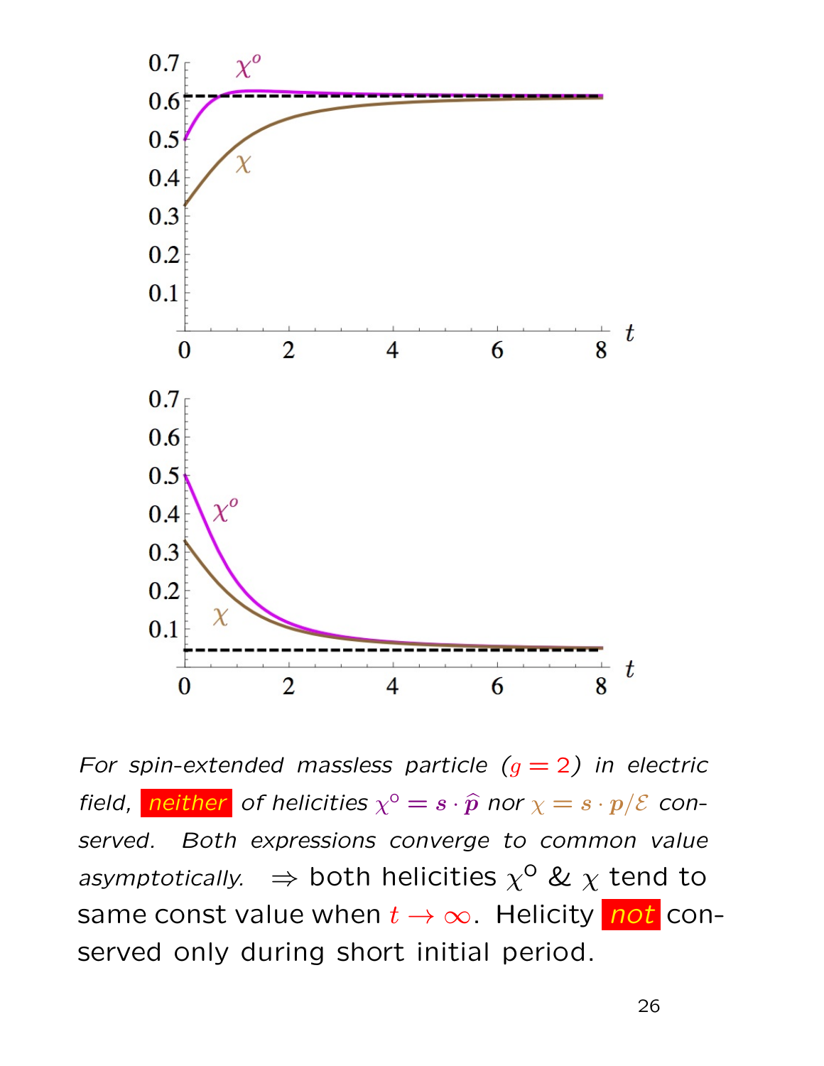*For spin-extended massless particle ($g = 2$) in electric field,* ***neither*** *of helicities $\chi^{\rm o} = \boldsymbol{s}\cdot\widehat{\boldsymbol{p}}$ nor $\chi = \boldsymbol{s}\cdot\boldsymbol{p}/\mathcal{E}$ conserved. Both expressions converge to common value asymptotically.* $\Rightarrow$ both helicities $\chi^{\rm o}$ & $\chi$ tend to same const value when $t \to \infty$. Helicity ***not*** conserved only during short initial period.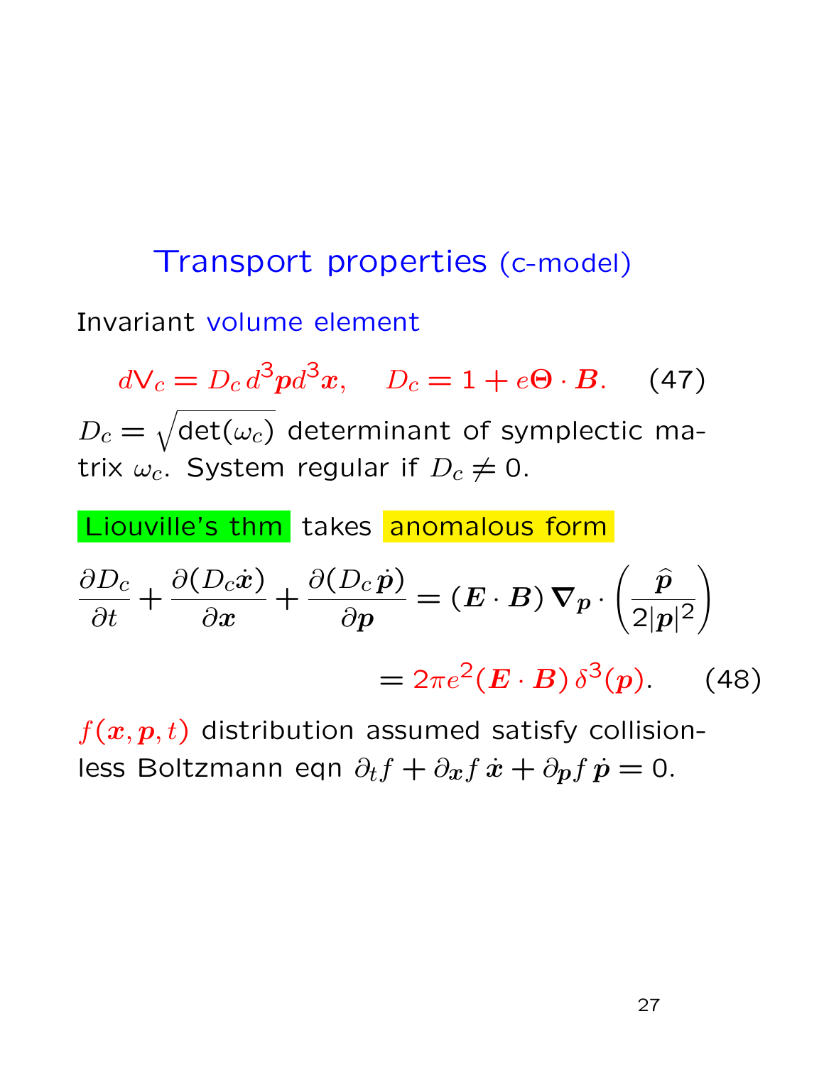## Transport properties (c-model)

Invariant volume element

$$d\mathsf{V}_c = D_c\, d^3\boldsymbol{p} d^3\boldsymbol{x}, \quad D_c = 1 + e\boldsymbol{\Theta}\cdot\boldsymbol{B}. \qquad (47)$$

$D_c = \sqrt{\det(\omega_c)}$ determinant of symplectic matrix $\omega_c$. System regular if $D_c \neq 0$.

Liouville's thm takes anomalous form

$$\frac{\partial D_c}{\partial t} + \frac{\partial (D_c \dot{\boldsymbol{x}})}{\partial \boldsymbol{x}} + \frac{\partial (D_c\, \dot{\boldsymbol{p}})}{\partial \boldsymbol{p}} = (\boldsymbol{E}\cdot\boldsymbol{B})\, \boldsymbol{\nabla}_{\boldsymbol{p}} \cdot \left(\frac{\widehat{\boldsymbol{p}}}{2|\boldsymbol{p}|^2}\right)$$

$$= 2\pi e^2 (\boldsymbol{E}\cdot\boldsymbol{B})\, \delta^3(\boldsymbol{p}). \qquad (48)$$

$f(\boldsymbol{x},\boldsymbol{p},t)$ distribution assumed satisfy collisionless Boltzmann eqn $\partial_t f + \partial_{\boldsymbol{x}} f\, \dot{\boldsymbol{x}} + \partial_{\boldsymbol{p}} f\, \dot{\boldsymbol{p}} = 0$.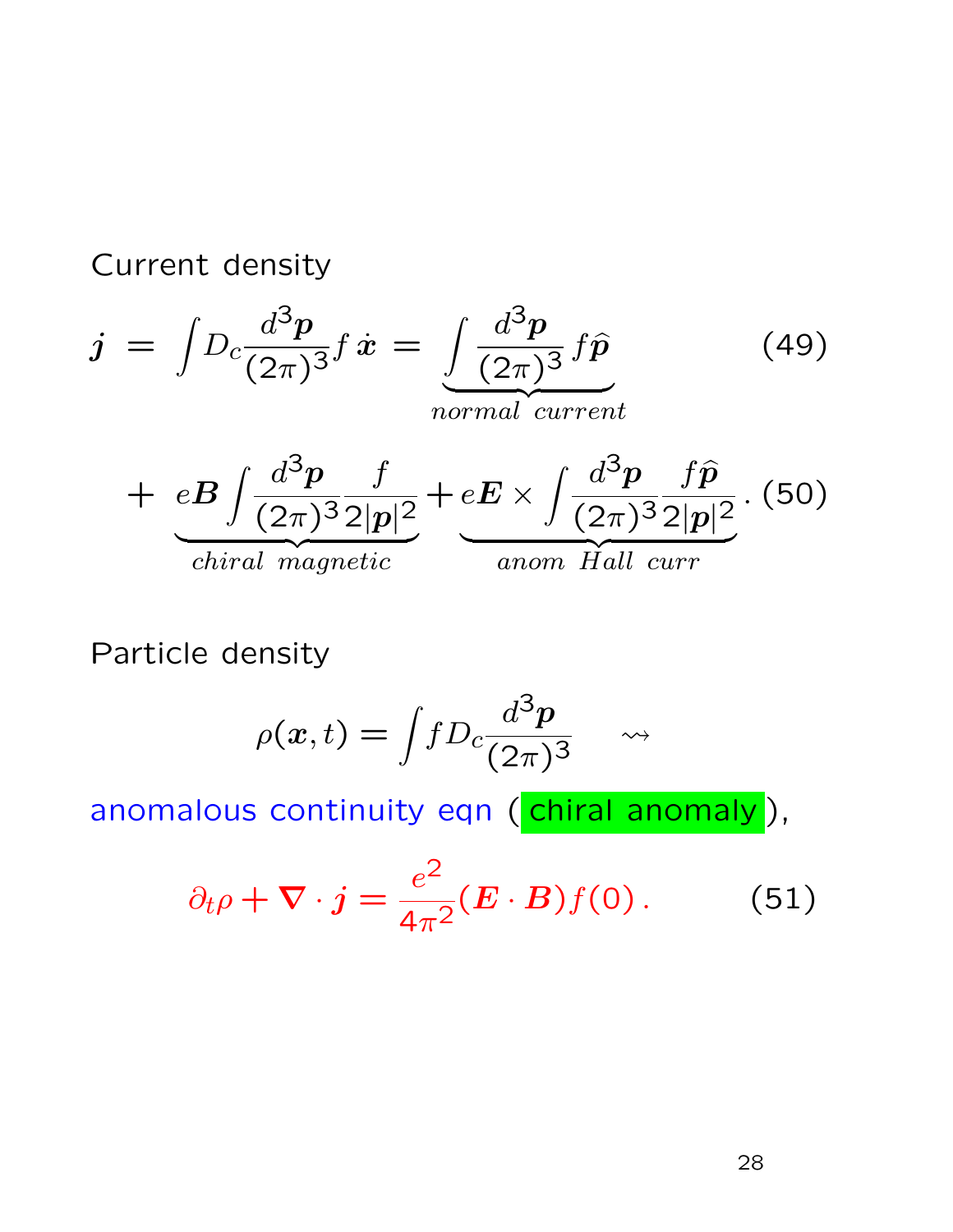Current density

$$\boldsymbol{j} \;=\; \int D_c \frac{d^3\boldsymbol{p}}{(2\pi)^3} f\,\dot{\boldsymbol{x}} \;=\; \underbrace{\int \frac{d^3\boldsymbol{p}}{(2\pi)^3} f\widehat{\boldsymbol{p}}}_{normal\ current} \tag{49}$$

$$+\;\underbrace{e\boldsymbol{B}\int \frac{d^3\boldsymbol{p}}{(2\pi)^3}\frac{f}{2|\boldsymbol{p}|^2}}_{chiral\ magnetic} + \underbrace{e\boldsymbol{E}\times\int \frac{d^3\boldsymbol{p}}{(2\pi)^3}\frac{f\widehat{\boldsymbol{p}}}{2|\boldsymbol{p}|^2}}_{anom\ Hall\ curr}. \tag{50}$$

Particle density

$$\rho(\boldsymbol{x},t) = \int f D_c \frac{d^3\boldsymbol{p}}{(2\pi)^3} \quad \rightsquigarrow$$

anomalous continuity eqn (**chiral anomaly**),

$$\partial_t \rho + \boldsymbol{\nabla}\cdot\boldsymbol{j} = \frac{e^2}{4\pi^2}(\boldsymbol{E}\cdot\boldsymbol{B})f(0)\,. \tag{51}$$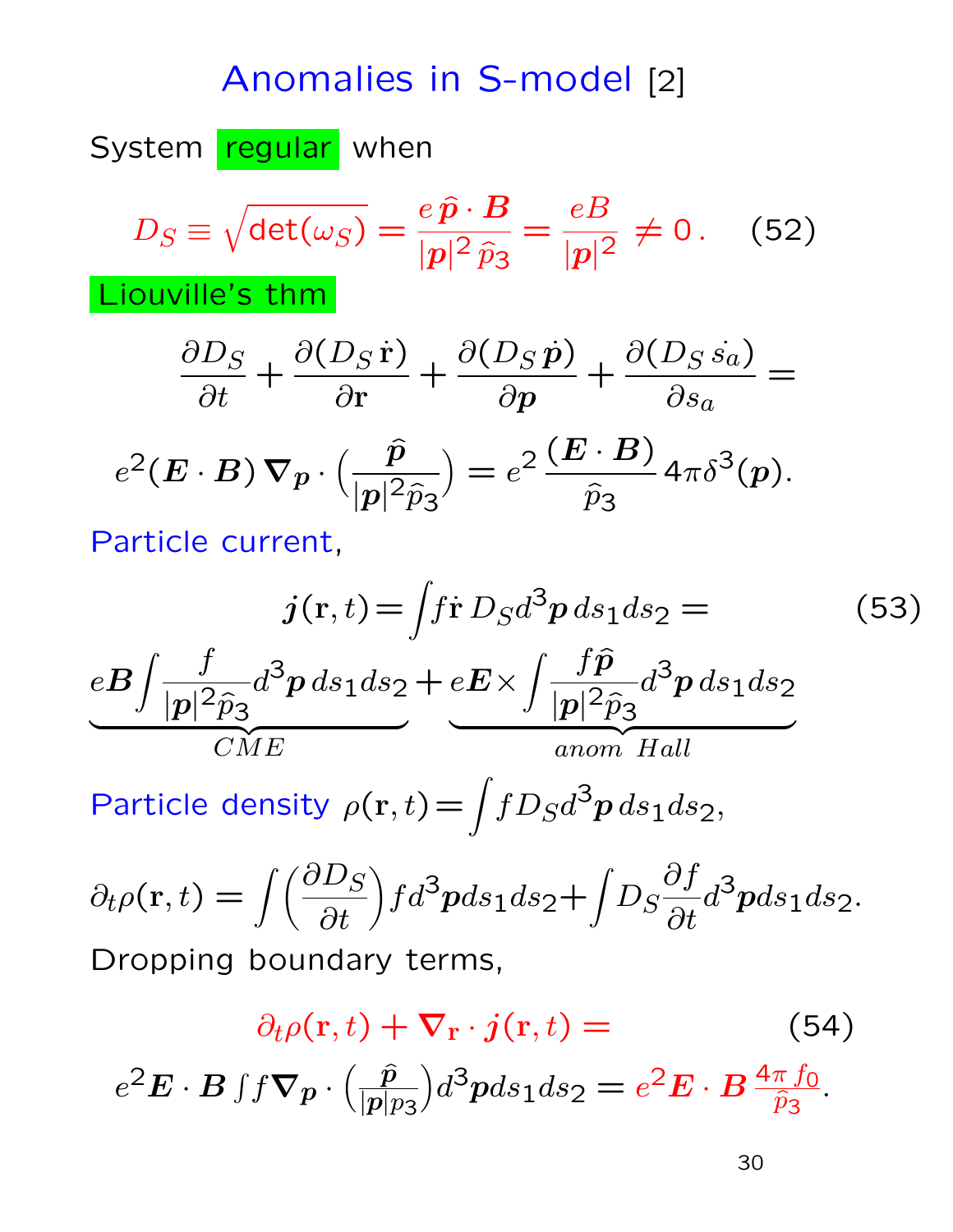# Anomalies in S-model [2]

System **regular** when

$$D_S \equiv \sqrt{\det(\omega_S)} = \frac{e\,\widehat{\boldsymbol{p}}\cdot\boldsymbol{B}}{|\boldsymbol{p}|^2\,\widehat{p}_3} = \frac{eB}{|\boldsymbol{p}|^2} \neq 0\,. \qquad (52)$$

**Liouville's thm**

$$\frac{\partial D_S}{\partial t} + \frac{\partial (D_S\,\dot{\mathbf{r}})}{\partial \mathbf{r}} + \frac{\partial (D_S\,\dot{\boldsymbol{p}})}{\partial \boldsymbol{p}} + \frac{\partial (D_S\,\dot{s_a})}{\partial s_a} =$$

$$e^2(\boldsymbol{E}\cdot\boldsymbol{B})\,\boldsymbol{\nabla}_{\boldsymbol{p}}\cdot\Big(\frac{\widehat{\boldsymbol{p}}}{|\boldsymbol{p}|^2\widehat{p}_3}\Big) = e^2\,\frac{(\boldsymbol{E}\cdot\boldsymbol{B})}{\widehat{p}_3}\,4\pi\delta^3(\boldsymbol{p}).$$

Particle current,

$$\boldsymbol{j}(\mathbf{r},t) = \int f\dot{\mathbf{r}}\,D_S d^3\boldsymbol{p}\,ds_1 ds_2 = \qquad (53)$$

$$\underbrace{e\boldsymbol{B}\int\frac{f}{|\boldsymbol{p}|^2\widehat{p}_3}d^3\boldsymbol{p}\,ds_1 ds_2}_{CME} + \underbrace{e\boldsymbol{E}\times\int\frac{f\widehat{\boldsymbol{p}}}{|\boldsymbol{p}|^2\widehat{p}_3}d^3\boldsymbol{p}\,ds_1 ds_2}_{anom\ \ Hall}$$

Particle density $\rho(\mathbf{r},t) = \int f D_S d^3\boldsymbol{p}\,ds_1 ds_2$,

$$\partial_t\rho(\mathbf{r},t) = \int\Big(\frac{\partial D_S}{\partial t}\Big)f d^3\boldsymbol{p}ds_1 ds_2 + \int D_S\frac{\partial f}{\partial t}d^3\boldsymbol{p}ds_1 ds_2.$$

Dropping boundary terms,

$$\partial_t\rho(\mathbf{r},t) + \boldsymbol{\nabla}_{\mathbf{r}}\cdot\boldsymbol{j}(\mathbf{r},t) = \qquad (54)$$

$$e^2\boldsymbol{E}\cdot\boldsymbol{B}\int f\boldsymbol{\nabla}_{\boldsymbol{p}}\cdot\Big(\frac{\widehat{\boldsymbol{p}}}{|\boldsymbol{p}|p_3}\Big)d^3\boldsymbol{p}ds_1 ds_2 = e^2\boldsymbol{E}\cdot\boldsymbol{B}\,\frac{4\pi f_0}{\widehat{p}_3}.$$